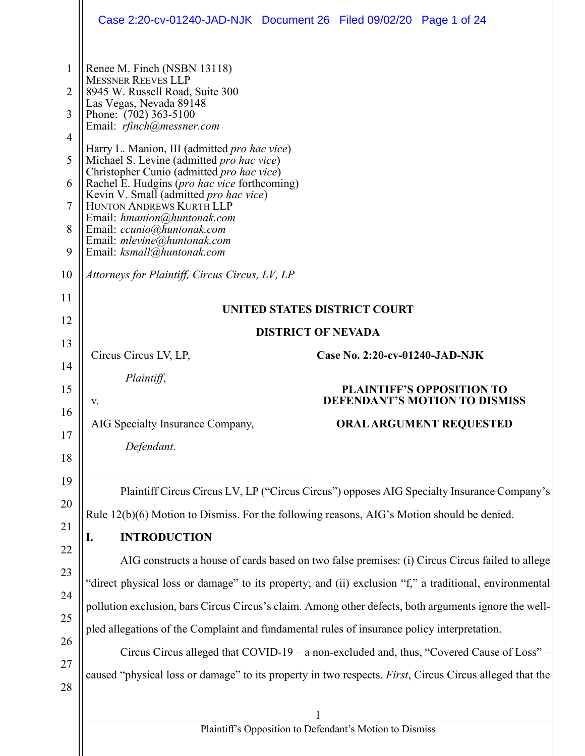Renee M. Finch (NSBN 13118)
MESSNER REEVES LLP
8945 W. Russell Road, Suite 300
Las Vegas, Nevada 89148
Phone: (702) 363-5100
Email: *rfinch@messner.com*

Harry L. Manion, III (admitted *pro hac vice*)
Michael S. Levine (admitted *pro hac vice*)
Christopher Cunio (admitted *pro hac vice*)
Rachel E. Hudgins (*pro hac vice* forthcoming)
Kevin V. Small (admitted *pro hac vice*)
HUNTON ANDREWS KURTH LLP
Email: *hmanion@huntonak.com*
Email: *ccunio@huntonak.com*
Email: *mlevine@huntonak.com*
Email: *ksmall@huntonak.com*

*Attorneys for Plaintiff, Circus Circus, LV, LP*

**UNITED STATES DISTRICT COURT**

**DISTRICT OF NEVADA**

| | |
|---|---|
| Circus Circus LV, LP,<br><br>*Plaintiff*,<br><br>v.<br><br>AIG Specialty Insurance Company,<br><br>*Defendant*. | **Case No. 2:20-cv-01240-JAD-NJK**<br><br>**PLAINTIFF'S OPPOSITION TO DEFENDANT'S MOTION TO DISMISS**<br><br>**ORAL ARGUMENT REQUESTED** |

Plaintiff Circus Circus LV, LP ("Circus Circus") opposes AIG Specialty Insurance Company's Rule 12(b)(6) Motion to Dismiss. For the following reasons, AIG's Motion should be denied.

## I. INTRODUCTION

AIG constructs a house of cards based on two false premises: (i) Circus Circus failed to allege "direct physical loss or damage" to its property; and (ii) exclusion "f," a traditional, environmental pollution exclusion, bars Circus Circus's claim. Among other defects, both arguments ignore the well-pled allegations of the Complaint and fundamental rules of insurance policy interpretation.

Circus Circus alleged that COVID-19 – a non-excluded and, thus, "Covered Cause of Loss" – caused "physical loss or damage" to its property in two respects. *First*, Circus Circus alleged that the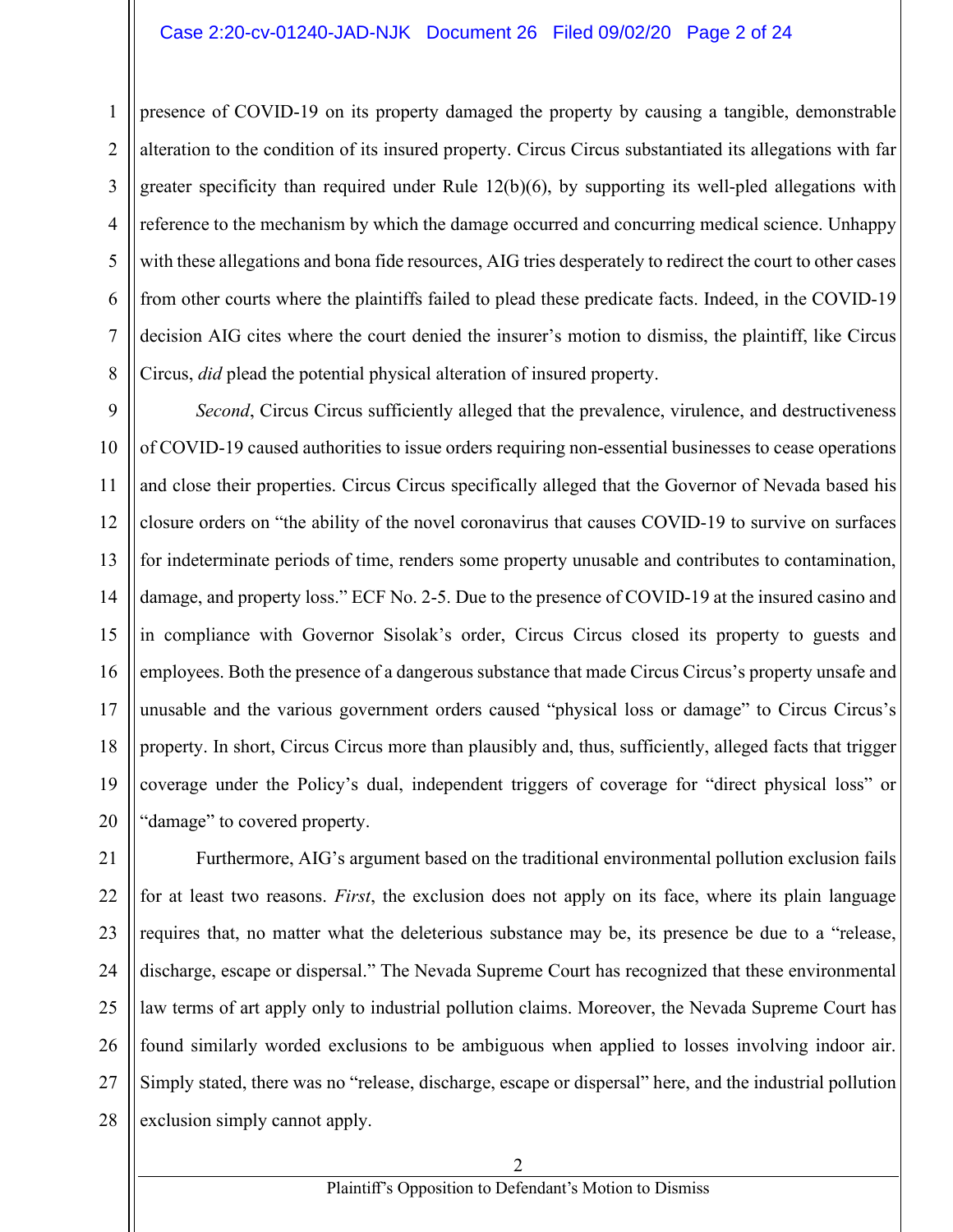presence of COVID-19 on its property damaged the property by causing a tangible, demonstrable alteration to the condition of its insured property. Circus Circus substantiated its allegations with far greater specificity than required under Rule 12(b)(6), by supporting its well-pled allegations with reference to the mechanism by which the damage occurred and concurring medical science. Unhappy with these allegations and bona fide resources, AIG tries desperately to redirect the court to other cases from other courts where the plaintiffs failed to plead these predicate facts. Indeed, in the COVID-19 decision AIG cites where the court denied the insurer's motion to dismiss, the plaintiff, like Circus Circus, *did* plead the potential physical alteration of insured property.

*Second*, Circus Circus sufficiently alleged that the prevalence, virulence, and destructiveness of COVID-19 caused authorities to issue orders requiring non-essential businesses to cease operations and close their properties. Circus Circus specifically alleged that the Governor of Nevada based his closure orders on "the ability of the novel coronavirus that causes COVID-19 to survive on surfaces for indeterminate periods of time, renders some property unusable and contributes to contamination, damage, and property loss." ECF No. 2-5. Due to the presence of COVID-19 at the insured casino and in compliance with Governor Sisolak's order, Circus Circus closed its property to guests and employees. Both the presence of a dangerous substance that made Circus Circus's property unsafe and unusable and the various government orders caused "physical loss or damage" to Circus Circus's property. In short, Circus Circus more than plausibly and, thus, sufficiently, alleged facts that trigger coverage under the Policy's dual, independent triggers of coverage for "direct physical loss" or "damage" to covered property.

Furthermore, AIG's argument based on the traditional environmental pollution exclusion fails for at least two reasons. *First*, the exclusion does not apply on its face, where its plain language requires that, no matter what the deleterious substance may be, its presence be due to a "release, discharge, escape or dispersal." The Nevada Supreme Court has recognized that these environmental law terms of art apply only to industrial pollution claims. Moreover, the Nevada Supreme Court has found similarly worded exclusions to be ambiguous when applied to losses involving indoor air. Simply stated, there was no "release, discharge, escape or dispersal" here, and the industrial pollution exclusion simply cannot apply.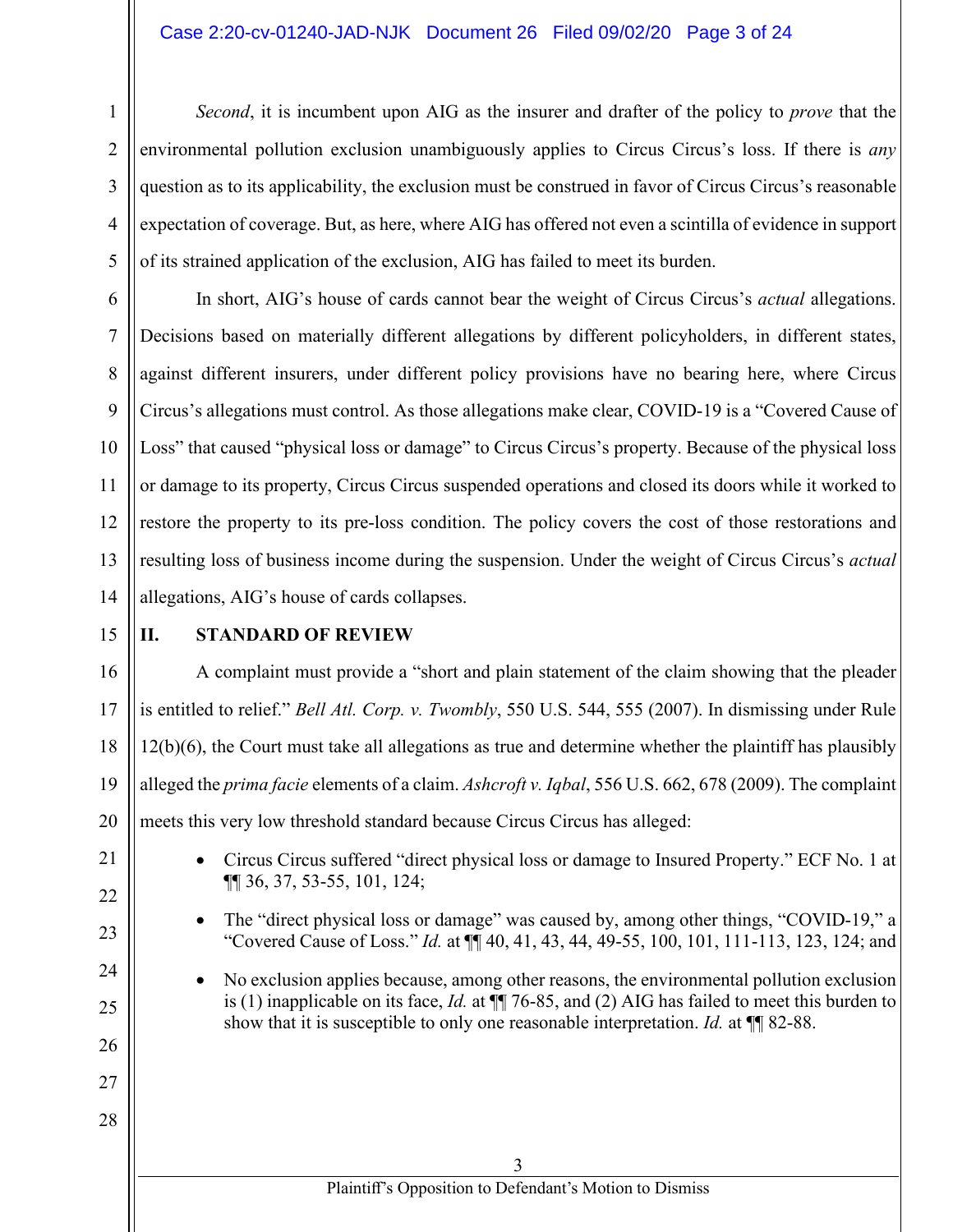*Second*, it is incumbent upon AIG as the insurer and drafter of the policy to *prove* that the environmental pollution exclusion unambiguously applies to Circus Circus's loss. If there is *any* question as to its applicability, the exclusion must be construed in favor of Circus Circus's reasonable expectation of coverage. But, as here, where AIG has offered not even a scintilla of evidence in support of its strained application of the exclusion, AIG has failed to meet its burden.

In short, AIG's house of cards cannot bear the weight of Circus Circus's *actual* allegations. Decisions based on materially different allegations by different policyholders, in different states, against different insurers, under different policy provisions have no bearing here, where Circus Circus's allegations must control. As those allegations make clear, COVID-19 is a "Covered Cause of Loss" that caused "physical loss or damage" to Circus Circus's property. Because of the physical loss or damage to its property, Circus Circus suspended operations and closed its doors while it worked to restore the property to its pre-loss condition. The policy covers the cost of those restorations and resulting loss of business income during the suspension. Under the weight of Circus Circus's *actual* allegations, AIG's house of cards collapses.

## II. STANDARD OF REVIEW

A complaint must provide a "short and plain statement of the claim showing that the pleader is entitled to relief." *Bell Atl. Corp. v. Twombly*, 550 U.S. 544, 555 (2007). In dismissing under Rule 12(b)(6), the Court must take all allegations as true and determine whether the plaintiff has plausibly alleged the *prima facie* elements of a claim. *Ashcroft v. Iqbal*, 556 U.S. 662, 678 (2009). The complaint meets this very low threshold standard because Circus Circus has alleged:

- Circus Circus suffered "direct physical loss or damage to Insured Property." ECF No. 1 at ¶¶ 36, 37, 53-55, 101, 124;
- The "direct physical loss or damage" was caused by, among other things, "COVID-19," a "Covered Cause of Loss." *Id.* at ¶¶ 40, 41, 43, 44, 49-55, 100, 101, 111-113, 123, 124; and
- No exclusion applies because, among other reasons, the environmental pollution exclusion is (1) inapplicable on its face, *Id.* at ¶¶ 76-85, and (2) AIG has failed to meet this burden to show that it is susceptible to only one reasonable interpretation. *Id.* at ¶¶ 82-88.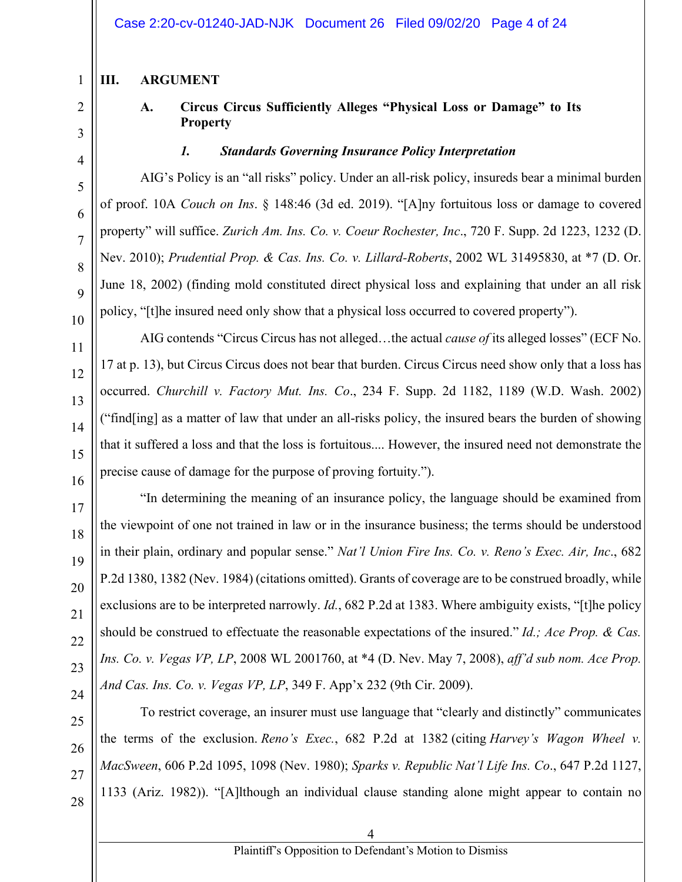## III. ARGUMENT

### A. Circus Circus Sufficiently Alleges "Physical Loss or Damage" to Its Property

#### *1. Standards Governing Insurance Policy Interpretation*

AIG's Policy is an "all risks" policy. Under an all-risk policy, insureds bear a minimal burden of proof. 10A *Couch on Ins*. § 148:46 (3d ed. 2019). "[A]ny fortuitous loss or damage to covered property" will suffice. *Zurich Am. Ins. Co. v. Coeur Rochester, Inc*., 720 F. Supp. 2d 1223, 1232 (D. Nev. 2010); *Prudential Prop. & Cas. Ins. Co. v. Lillard-Roberts*, 2002 WL 31495830, at *7 (D. Or. June 18, 2002) (finding mold constituted direct physical loss and explaining that under an all risk policy, "[t]he insured need only show that a physical loss occurred to covered property").

AIG contends "Circus Circus has not alleged…the actual *cause of* its alleged losses" (ECF No. 17 at p. 13), but Circus Circus does not bear that burden. Circus Circus need show only that a loss has occurred. *Churchill v. Factory Mut. Ins. Co*., 234 F. Supp. 2d 1182, 1189 (W.D. Wash. 2002) ("find[ing] as a matter of law that under an all-risks policy, the insured bears the burden of showing that it suffered a loss and that the loss is fortuitous.... However, the insured need not demonstrate the precise cause of damage for the purpose of proving fortuity.").

"In determining the meaning of an insurance policy, the language should be examined from the viewpoint of one not trained in law or in the insurance business; the terms should be understood in their plain, ordinary and popular sense." *Nat'l Union Fire Ins. Co. v. Reno's Exec. Air, Inc*., 682 P.2d 1380, 1382 (Nev. 1984) (citations omitted). Grants of coverage are to be construed broadly, while exclusions are to be interpreted narrowly. *Id.*, 682 P.2d at 1383. Where ambiguity exists, "[t]he policy should be construed to effectuate the reasonable expectations of the insured." *Id.; Ace Prop. & Cas. Ins. Co. v. Vegas VP, LP*, 2008 WL 2001760, at *4 (D. Nev. May 7, 2008), *aff'd sub nom. Ace Prop. And Cas. Ins. Co. v. Vegas VP, LP*, 349 F. App'x 232 (9th Cir. 2009).

To restrict coverage, an insurer must use language that "clearly and distinctly" communicates the terms of the exclusion. *Reno's Exec.*, 682 P.2d at 1382 (citing *Harvey's Wagon Wheel v. MacSween*, 606 P.2d 1095, 1098 (Nev. 1980); *Sparks v. Republic Nat'l Life Ins. Co*., 647 P.2d 1127, 1133 (Ariz. 1982)). "[A]lthough an individual clause standing alone might appear to contain no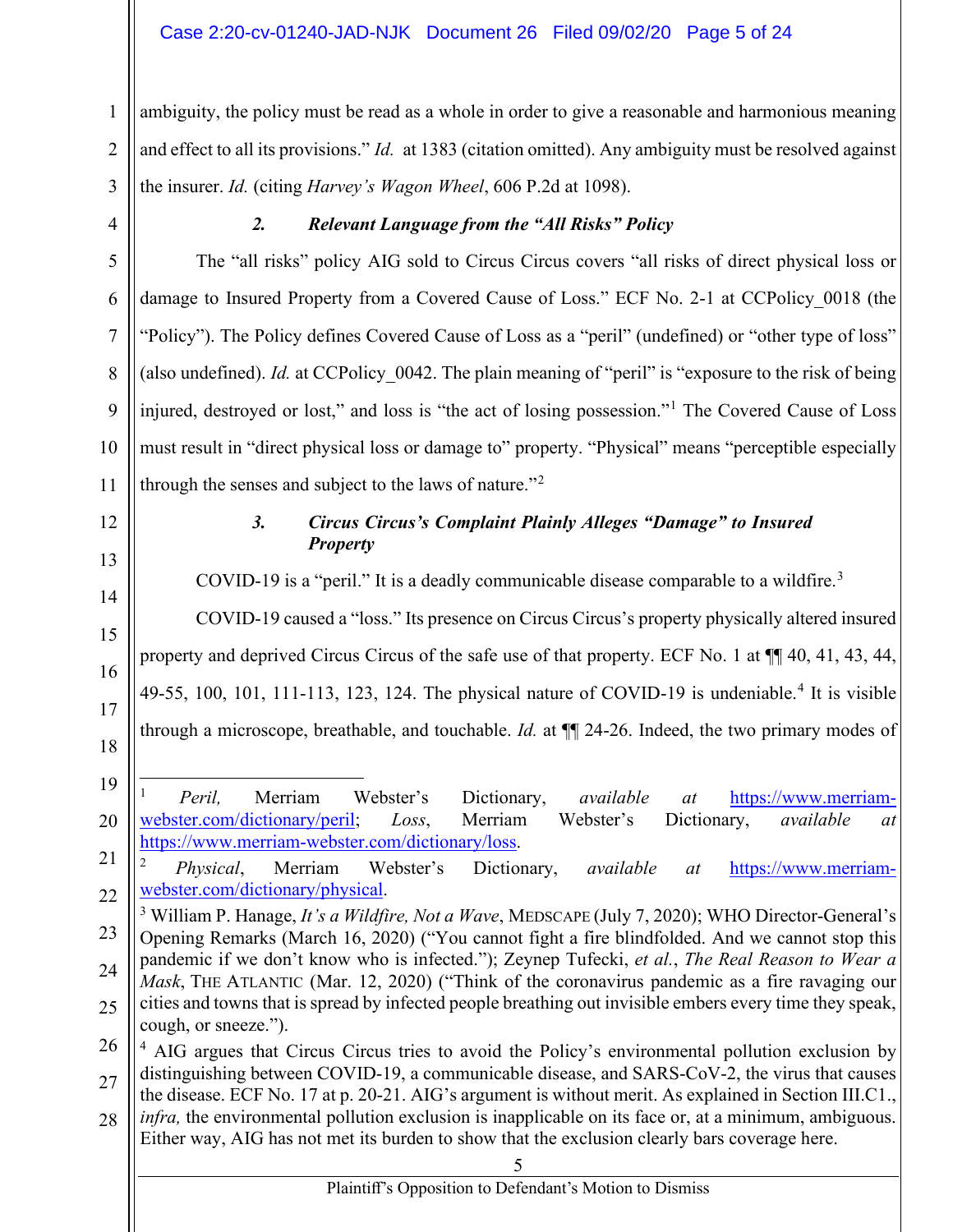ambiguity, the policy must be read as a whole in order to give a reasonable and harmonious meaning and effect to all its provisions." *Id.* at 1383 (citation omitted). Any ambiguity must be resolved against the insurer. *Id.* (citing *Harvey's Wagon Wheel*, 606 P.2d at 1098).

### *2. Relevant Language from the "All Risks" Policy*

The "all risks" policy AIG sold to Circus Circus covers "all risks of direct physical loss or damage to Insured Property from a Covered Cause of Loss." ECF No. 2-1 at CCPolicy_0018 (the "Policy"). The Policy defines Covered Cause of Loss as a "peril" (undefined) or "other type of loss" (also undefined). *Id.* at CCPolicy_0042. The plain meaning of "peril" is "exposure to the risk of being injured, destroyed or lost," and loss is "the act of losing possession."[1] The Covered Cause of Loss must result in "direct physical loss or damage to" property. "Physical" means "perceptible especially through the senses and subject to the laws of nature."[2]

### *3. Circus Circus's Complaint Plainly Alleges "Damage" to Insured Property*

COVID-19 is a "peril." It is a deadly communicable disease comparable to a wildfire.[3]

COVID-19 caused a "loss." Its presence on Circus Circus's property physically altered insured property and deprived Circus Circus of the safe use of that property. ECF No. 1 at ¶¶ 40, 41, 43, 44, 49-55, 100, 101, 111-113, 123, 124. The physical nature of COVID-19 is undeniable.[4] It is visible through a microscope, breathable, and touchable. *Id.* at ¶¶ 24-26. Indeed, the two primary modes of

---

[1] *Peril,* Merriam Webster's Dictionary, *available at* https://www.merriam-webster.com/dictionary/peril; *Loss*, Merriam Webster's Dictionary, *available at* https://www.merriam-webster.com/dictionary/loss.

[2] *Physical*, Merriam Webster's Dictionary, *available at* https://www.merriam-webster.com/dictionary/physical.

[3] William P. Hanage, *It's a Wildfire, Not a Wave*, MEDSCAPE (July 7, 2020); WHO Director-General's Opening Remarks (March 16, 2020) ("You cannot fight a fire blindfolded. And we cannot stop this pandemic if we don't know who is infected."); Zeynep Tufecki, *et al.*, *The Real Reason to Wear a Mask*, THE ATLANTIC (Mar. 12, 2020) ("Think of the coronavirus pandemic as a fire ravaging our cities and towns that is spread by infected people breathing out invisible embers every time they speak, cough, or sneeze.").

[4] AIG argues that Circus Circus tries to avoid the Policy's environmental pollution exclusion by distinguishing between COVID-19, a communicable disease, and SARS-CoV-2, the virus that causes the disease. ECF No. 17 at p. 20-21. AIG's argument is without merit. As explained in Section III.C1., *infra,* the environmental pollution exclusion is inapplicable on its face or, at a minimum, ambiguous. Either way, AIG has not met its burden to show that the exclusion clearly bars coverage here.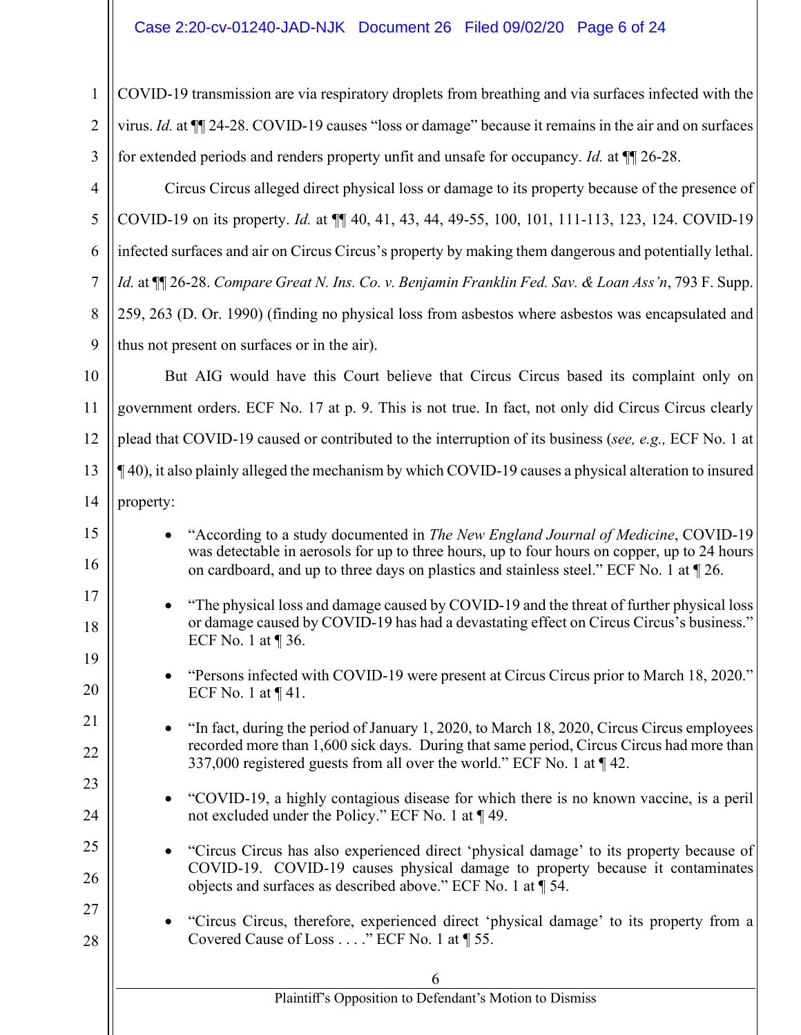COVID-19 transmission are via respiratory droplets from breathing and via surfaces infected with the virus. *Id.* at ¶¶ 24-28. COVID-19 causes "loss or damage" because it remains in the air and on surfaces for extended periods and renders property unfit and unsafe for occupancy. *Id.* at ¶¶ 26-28.

Circus Circus alleged direct physical loss or damage to its property because of the presence of COVID-19 on its property. *Id.* at ¶¶ 40, 41, 43, 44, 49-55, 100, 101, 111-113, 123, 124. COVID-19 infected surfaces and air on Circus Circus's property by making them dangerous and potentially lethal. *Id.* at ¶¶ 26-28. *Compare Great N. Ins. Co. v. Benjamin Franklin Fed. Sav. & Loan Ass'n*, 793 F. Supp. 259, 263 (D. Or. 1990) (finding no physical loss from asbestos where asbestos was encapsulated and thus not present on surfaces or in the air).

But AIG would have this Court believe that Circus Circus based its complaint only on government orders. ECF No. 17 at p. 9. This is not true. In fact, not only did Circus Circus clearly plead that COVID-19 caused or contributed to the interruption of its business (*see, e.g.,* ECF No. 1 at ¶ 40), it also plainly alleged the mechanism by which COVID-19 causes a physical alteration to insured property:

- "According to a study documented in *The New England Journal of Medicine*, COVID-19 was detectable in aerosols for up to three hours, up to four hours on copper, up to 24 hours on cardboard, and up to three days on plastics and stainless steel." ECF No. 1 at ¶ 26.

- "The physical loss and damage caused by COVID-19 and the threat of further physical loss or damage caused by COVID-19 has had a devastating effect on Circus Circus's business." ECF No. 1 at ¶ 36.

- "Persons infected with COVID-19 were present at Circus Circus prior to March 18, 2020." ECF No. 1 at ¶ 41.

- "In fact, during the period of January 1, 2020, to March 18, 2020, Circus Circus employees recorded more than 1,600 sick days. During that same period, Circus Circus had more than 337,000 registered guests from all over the world." ECF No. 1 at ¶ 42.

- "COVID-19, a highly contagious disease for which there is no known vaccine, is a peril not excluded under the Policy." ECF No. 1 at ¶ 49.

- "Circus Circus has also experienced direct 'physical damage' to its property because of COVID-19. COVID-19 causes physical damage to property because it contaminates objects and surfaces as described above." ECF No. 1 at ¶ 54.

- "Circus Circus, therefore, experienced direct 'physical damage' to its property from a Covered Cause of Loss . . . ." ECF No. 1 at ¶ 55.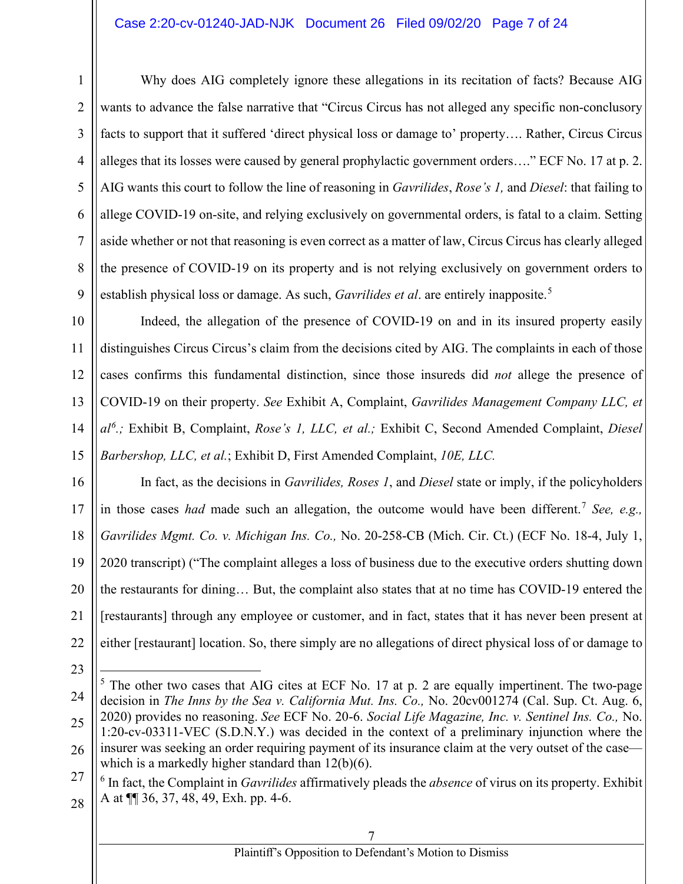Why does AIG completely ignore these allegations in its recitation of facts? Because AIG wants to advance the false narrative that "Circus Circus has not alleged any specific non-conclusory facts to support that it suffered 'direct physical loss or damage to' property…. Rather, Circus Circus alleges that its losses were caused by general prophylactic government orders…." ECF No. 17 at p. 2. AIG wants this court to follow the line of reasoning in *Gavrilides*, *Rose's 1,* and *Diesel*: that failing to allege COVID-19 on-site, and relying exclusively on governmental orders, is fatal to a claim. Setting aside whether or not that reasoning is even correct as a matter of law, Circus Circus has clearly alleged the presence of COVID-19 on its property and is not relying exclusively on government orders to establish physical loss or damage. As such, *Gavrilides et al*. are entirely inapposite.[5]

Indeed, the allegation of the presence of COVID-19 on and in its insured property easily distinguishes Circus Circus's claim from the decisions cited by AIG. The complaints in each of those cases confirms this fundamental distinction, since those insureds did *not* allege the presence of COVID-19 on their property. *See* Exhibit A, Complaint, *Gavrilides Management Company LLC, et al*[6]*.;* Exhibit B, Complaint, *Rose's 1, LLC, et al.;* Exhibit C, Second Amended Complaint, *Diesel Barbershop, LLC, et al.*; Exhibit D, First Amended Complaint, *10E, LLC.*

In fact, as the decisions in *Gavrilides, Roses 1*, and *Diesel* state or imply, if the policyholders in those cases *had* made such an allegation, the outcome would have been different.[7] *See, e.g., Gavrilides Mgmt. Co. v. Michigan Ins. Co.,* No. 20-258-CB (Mich. Cir. Ct.) (ECF No. 18-4, July 1, 2020 transcript) ("The complaint alleges a loss of business due to the executive orders shutting down the restaurants for dining… But, the complaint also states that at no time has COVID-19 entered the [restaurants] through any employee or customer, and in fact, states that it has never been present at either [restaurant] location. So, there simply are no allegations of direct physical loss of or damage to

---

[5] The other two cases that AIG cites at ECF No. 17 at p. 2 are equally impertinent. The two-page decision in *The Inns by the Sea v. California Mut. Ins. Co.,* No. 20cv001274 (Cal. Sup. Ct. Aug. 6, 2020) provides no reasoning. *See* ECF No. 20-6. *Social Life Magazine, Inc. v. Sentinel Ins. Co.,* No. 1:20-cv-03311-VEC (S.D.N.Y.) was decided in the context of a preliminary injunction where the insurer was seeking an order requiring payment of its insurance claim at the very outset of the case—which is a markedly higher standard than 12(b)(6).

[6] In fact, the Complaint in *Gavrilides* affirmatively pleads the *absence* of virus on its property. Exhibit A at ¶¶ 36, 37, 48, 49, Exh. pp. 4-6.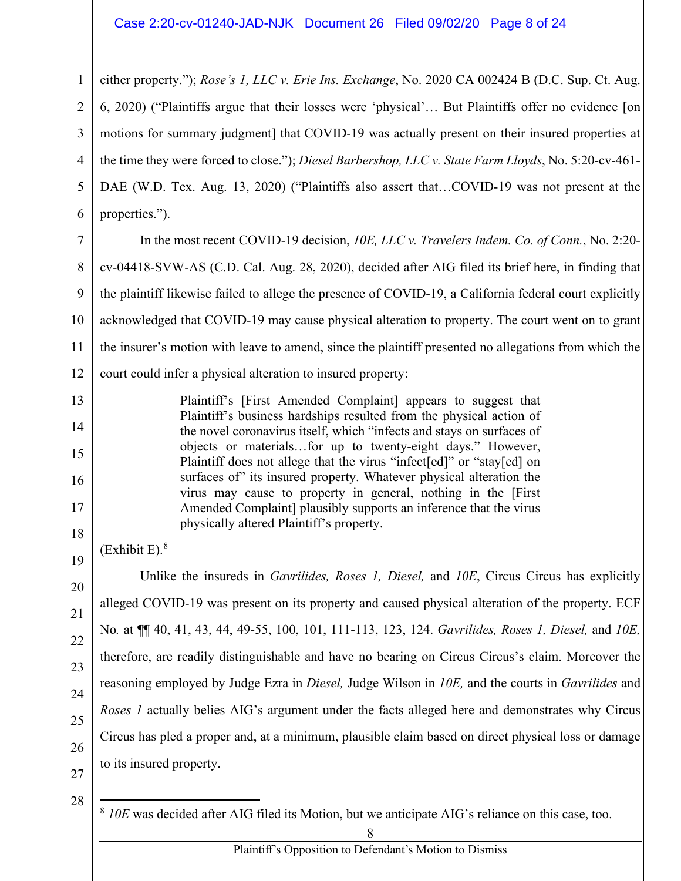either property."); *Rose's 1, LLC v. Erie Ins. Exchange*, No. 2020 CA 002424 B (D.C. Sup. Ct. Aug. 6, 2020) ("Plaintiffs argue that their losses were 'physical'… But Plaintiffs offer no evidence [on motions for summary judgment] that COVID-19 was actually present on their insured properties at the time they were forced to close."); *Diesel Barbershop, LLC v. State Farm Lloyds*, No. 5:20-cv-461-DAE (W.D. Tex. Aug. 13, 2020) ("Plaintiffs also assert that…COVID-19 was not present at the properties.").

In the most recent COVID-19 decision, *10E, LLC v. Travelers Indem. Co. of Conn.*, No. 2:20-cv-04418-SVW-AS (C.D. Cal. Aug. 28, 2020), decided after AIG filed its brief here, in finding that the plaintiff likewise failed to allege the presence of COVID-19, a California federal court explicitly acknowledged that COVID-19 may cause physical alteration to property. The court went on to grant the insurer's motion with leave to amend, since the plaintiff presented no allegations from which the court could infer a physical alteration to insured property:

> Plaintiff's [First Amended Complaint] appears to suggest that Plaintiff's business hardships resulted from the physical action of the novel coronavirus itself, which "infects and stays on surfaces of objects or materials…for up to twenty-eight days." However, Plaintiff does not allege that the virus "infect[ed]" or "stay[ed] on surfaces of" its insured property. Whatever physical alteration the virus may cause to property in general, nothing in the [First Amended Complaint] plausibly supports an inference that the virus physically altered Plaintiff's property.

(Exhibit E).[8]

Unlike the insureds in *Gavrilides, Roses 1, Diesel,* and *10E*, Circus Circus has explicitly alleged COVID-19 was present on its property and caused physical alteration of the property. ECF No. at ¶¶ 40, 41, 43, 44, 49-55, 100, 101, 111-113, 123, 124. *Gavrilides, Roses 1, Diesel,* and *10E,* therefore, are readily distinguishable and have no bearing on Circus Circus's claim. Moreover the reasoning employed by Judge Ezra in *Diesel,* Judge Wilson in *10E,* and the courts in *Gavrilides* and *Roses 1* actually belies AIG's argument under the facts alleged here and demonstrates why Circus Circus has pled a proper and, at a minimum, plausible claim based on direct physical loss or damage to its insured property.

---

[8] *10E* was decided after AIG filed its Motion, but we anticipate AIG's reliance on this case, too.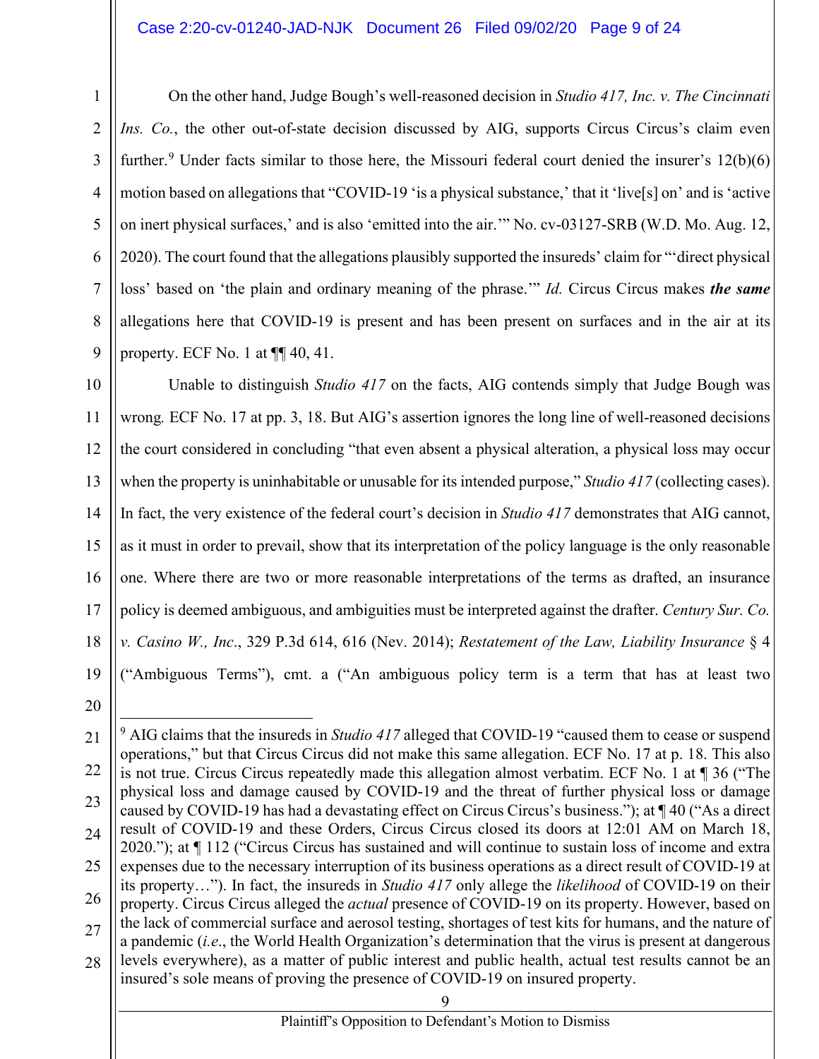On the other hand, Judge Bough's well-reasoned decision in *Studio 417, Inc. v. The Cincinnati Ins. Co.*, the other out-of-state decision discussed by AIG, supports Circus Circus's claim even further.[9] Under facts similar to those here, the Missouri federal court denied the insurer's 12(b)(6) motion based on allegations that "COVID-19 'is a physical substance,' that it 'live[s] on' and is 'active on inert physical surfaces,' and is also 'emitted into the air.'" No. cv-03127-SRB (W.D. Mo. Aug. 12, 2020). The court found that the allegations plausibly supported the insureds' claim for "'direct physical loss' based on 'the plain and ordinary meaning of the phrase.'" *Id.* Circus Circus makes ***the same*** allegations here that COVID-19 is present and has been present on surfaces and in the air at its property. ECF No. 1 at ¶¶ 40, 41.

Unable to distinguish *Studio 417* on the facts, AIG contends simply that Judge Bough was wrong*.* ECF No. 17 at pp. 3, 18. But AIG's assertion ignores the long line of well-reasoned decisions the court considered in concluding "that even absent a physical alteration, a physical loss may occur when the property is uninhabitable or unusable for its intended purpose," *Studio 417* (collecting cases). In fact, the very existence of the federal court's decision in *Studio 417* demonstrates that AIG cannot, as it must in order to prevail, show that its interpretation of the policy language is the only reasonable one. Where there are two or more reasonable interpretations of the terms as drafted, an insurance policy is deemed ambiguous, and ambiguities must be interpreted against the drafter. *Century Sur. Co. v. Casino W., Inc*., 329 P.3d 614, 616 (Nev. 2014); *Restatement of the Law, Liability Insurance* § 4 ("Ambiguous Terms"), cmt. a ("An ambiguous policy term is a term that has at least two

---

[9] AIG claims that the insureds in *Studio 417* alleged that COVID-19 "caused them to cease or suspend operations," but that Circus Circus did not make this same allegation. ECF No. 17 at p. 18. This also is not true. Circus Circus repeatedly made this allegation almost verbatim. ECF No. 1 at ¶ 36 ("The physical loss and damage caused by COVID-19 and the threat of further physical loss or damage caused by COVID-19 has had a devastating effect on Circus Circus's business."); at ¶ 40 ("As a direct result of COVID-19 and these Orders, Circus Circus closed its doors at 12:01 AM on March 18, 2020."); at ¶ 112 ("Circus Circus has sustained and will continue to sustain loss of income and extra expenses due to the necessary interruption of its business operations as a direct result of COVID-19 at its property…"). In fact, the insureds in *Studio 417* only allege the *likelihood* of COVID-19 on their property. Circus Circus alleged the *actual* presence of COVID-19 on its property. However, based on the lack of commercial surface and aerosol testing, shortages of test kits for humans, and the nature of a pandemic (*i.e*., the World Health Organization's determination that the virus is present at dangerous levels everywhere), as a matter of public interest and public health, actual test results cannot be an insured's sole means of proving the presence of COVID-19 on insured property.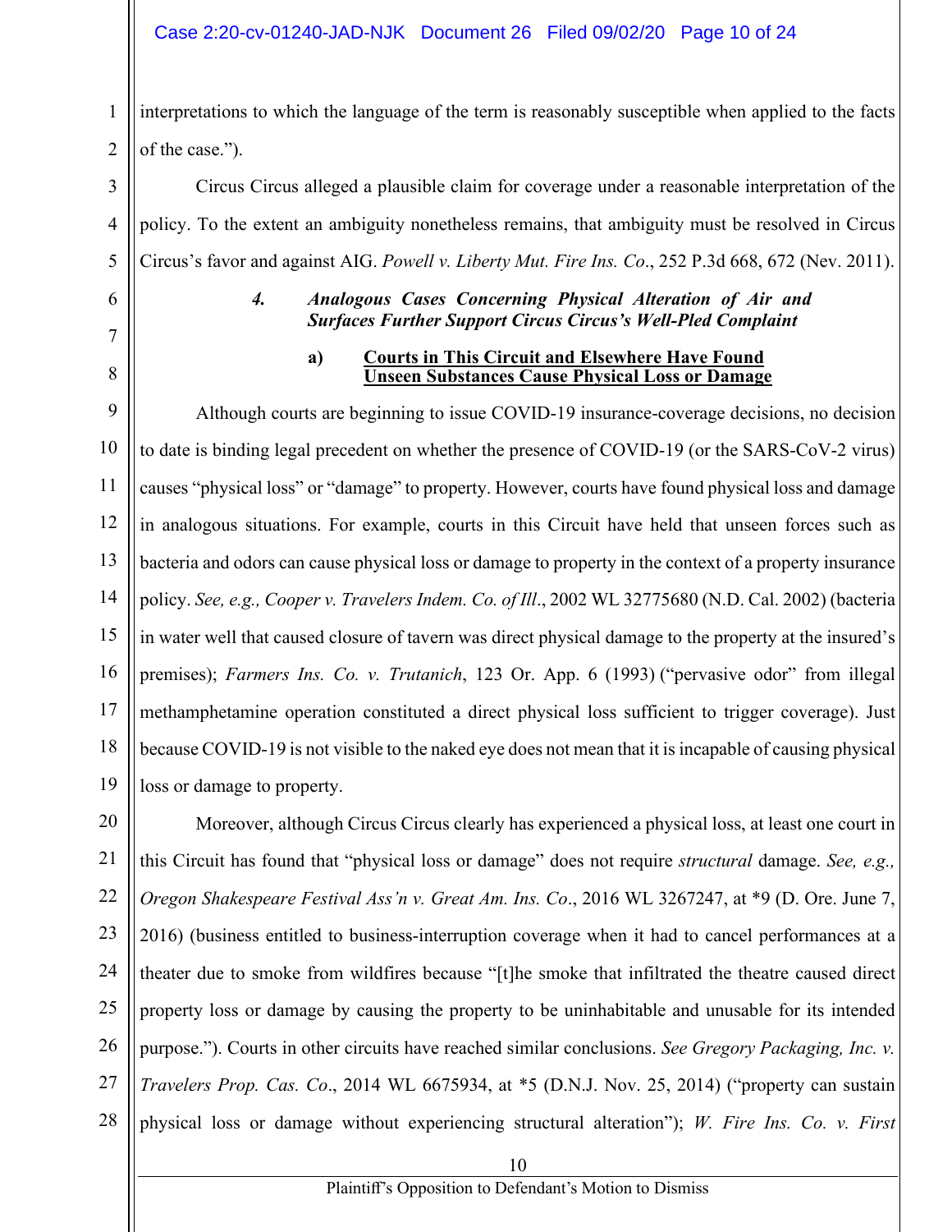interpretations to which the language of the term is reasonably susceptible when applied to the facts of the case.").

Circus Circus alleged a plausible claim for coverage under a reasonable interpretation of the policy. To the extent an ambiguity nonetheless remains, that ambiguity must be resolved in Circus Circus's favor and against AIG. *Powell v. Liberty Mut. Fire Ins. Co*., 252 P.3d 668, 672 (Nev. 2011).

#### *4. Analogous Cases Concerning Physical Alteration of Air and Surfaces Further Support Circus Circus's Well-Pled Complaint*

##### **a) Courts in This Circuit and Elsewhere Have Found Unseen Substances Cause Physical Loss or Damage**

Although courts are beginning to issue COVID-19 insurance-coverage decisions, no decision to date is binding legal precedent on whether the presence of COVID-19 (or the SARS-CoV-2 virus) causes "physical loss" or "damage" to property. However, courts have found physical loss and damage in analogous situations. For example, courts in this Circuit have held that unseen forces such as bacteria and odors can cause physical loss or damage to property in the context of a property insurance policy. *See, e.g., Cooper v. Travelers Indem. Co. of Ill*., 2002 WL 32775680 (N.D. Cal. 2002) (bacteria in water well that caused closure of tavern was direct physical damage to the property at the insured's premises); *Farmers Ins. Co. v. Trutanich*, 123 Or. App. 6 (1993) ("pervasive odor" from illegal methamphetamine operation constituted a direct physical loss sufficient to trigger coverage). Just because COVID-19 is not visible to the naked eye does not mean that it is incapable of causing physical loss or damage to property.

Moreover, although Circus Circus clearly has experienced a physical loss, at least one court in this Circuit has found that "physical loss or damage" does not require *structural* damage. *See, e.g., Oregon Shakespeare Festival Ass'n v. Great Am. Ins. Co*., 2016 WL 3267247, at \*9 (D. Ore. June 7, 2016) (business entitled to business-interruption coverage when it had to cancel performances at a theater due to smoke from wildfires because "[t]he smoke that infiltrated the theatre caused direct property loss or damage by causing the property to be uninhabitable and unusable for its intended purpose."). Courts in other circuits have reached similar conclusions. *See Gregory Packaging, Inc. v. Travelers Prop. Cas. Co*., 2014 WL 6675934, at \*5 (D.N.J. Nov. 25, 2014) ("property can sustain physical loss or damage without experiencing structural alteration"); *W. Fire Ins. Co. v. First*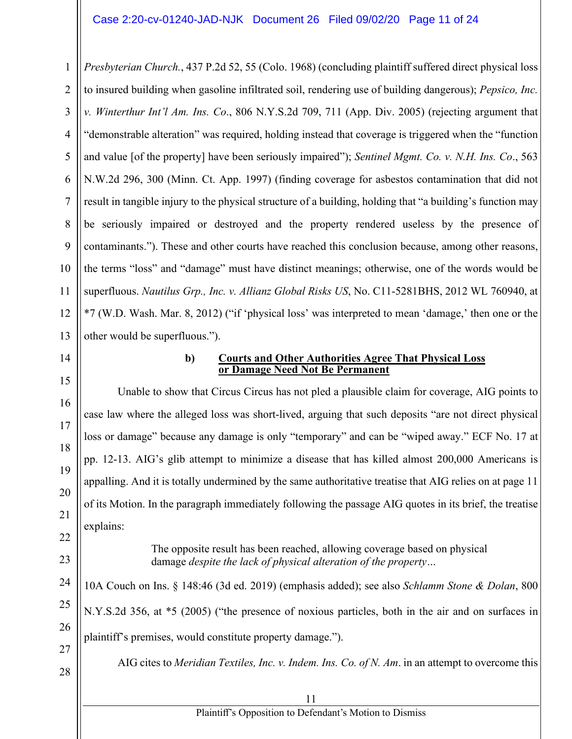*Presbyterian Church.*, 437 P.2d 52, 55 (Colo. 1968) (concluding plaintiff suffered direct physical loss to insured building when gasoline infiltrated soil, rendering use of building dangerous); *Pepsico, Inc. v. Winterthur Int'l Am. Ins. Co*., 806 N.Y.S.2d 709, 711 (App. Div. 2005) (rejecting argument that "demonstrable alteration" was required, holding instead that coverage is triggered when the "function and value [of the property] have been seriously impaired"); *Sentinel Mgmt. Co. v. N.H. Ins. Co*., 563 N.W.2d 296, 300 (Minn. Ct. App. 1997) (finding coverage for asbestos contamination that did not result in tangible injury to the physical structure of a building, holding that "a building's function may be seriously impaired or destroyed and the property rendered useless by the presence of contaminants."). These and other courts have reached this conclusion because, among other reasons, the terms "loss" and "damage" must have distinct meanings; otherwise, one of the words would be superfluous. *Nautilus Grp., Inc. v. Allianz Global Risks US*, No. C11-5281BHS, 2012 WL 760940, at *7 (W.D. Wash. Mar. 8, 2012) ("if 'physical loss' was interpreted to mean 'damage,' then one or the other would be superfluous.").

**b) <u>Courts and Other Authorities Agree That Physical Loss or Damage Need Not Be Permanent</u>**

Unable to show that Circus Circus has not pled a plausible claim for coverage, AIG points to case law where the alleged loss was short-lived, arguing that such deposits "are not direct physical loss or damage" because any damage is only "temporary" and can be "wiped away." ECF No. 17 at pp. 12-13. AIG's glib attempt to minimize a disease that has killed almost 200,000 Americans is appalling. And it is totally undermined by the same authoritative treatise that AIG relies on at page 11 of its Motion. In the paragraph immediately following the passage AIG quotes in its brief, the treatise explains:

> The opposite result has been reached, allowing coverage based on physical damage *despite the lack of physical alteration of the property*…

10A Couch on Ins. § 148:46 (3d ed. 2019) (emphasis added); see also *Schlamm Stone & Dolan*, 800 N.Y.S.2d 356, at *5 (2005) ("the presence of noxious particles, both in the air and on surfaces in plaintiff's premises, would constitute property damage.").

AIG cites to *Meridian Textiles, Inc. v. Indem. Ins. Co. of N. Am*. in an attempt to overcome this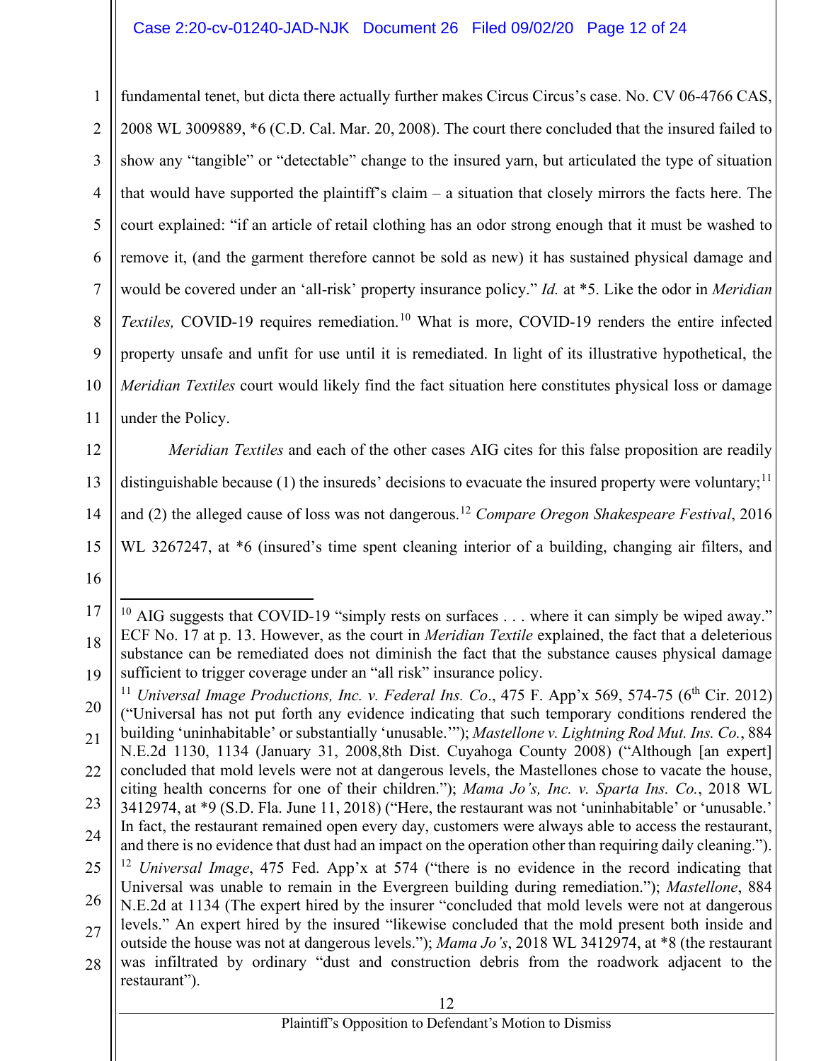fundamental tenet, but dicta there actually further makes Circus Circus's case. No. CV 06-4766 CAS, 2008 WL 3009889, *6 (C.D. Cal. Mar. 20, 2008). The court there concluded that the insured failed to show any "tangible" or "detectable" change to the insured yarn, but articulated the type of situation that would have supported the plaintiff's claim – a situation that closely mirrors the facts here. The court explained: "if an article of retail clothing has an odor strong enough that it must be washed to remove it, (and the garment therefore cannot be sold as new) it has sustained physical damage and would be covered under an 'all-risk' property insurance policy." *Id.* at *5. Like the odor in *Meridian Textiles,* COVID-19 requires remediation.[10] What is more, COVID-19 renders the entire infected property unsafe and unfit for use until it is remediated. In light of its illustrative hypothetical, the *Meridian Textiles* court would likely find the fact situation here constitutes physical loss or damage under the Policy.

*Meridian Textiles* and each of the other cases AIG cites for this false proposition are readily distinguishable because (1) the insureds' decisions to evacuate the insured property were voluntary;[11] and (2) the alleged cause of loss was not dangerous.[12] *Compare Oregon Shakespeare Festival*, 2016 WL 3267247, at *6 (insured's time spent cleaning interior of a building, changing air filters, and

---

[10] AIG suggests that COVID-19 "simply rests on surfaces . . . where it can simply be wiped away." ECF No. 17 at p. 13. However, as the court in *Meridian Textile* explained, the fact that a deleterious substance can be remediated does not diminish the fact that the substance causes physical damage sufficient to trigger coverage under an "all risk" insurance policy.

[11] *Universal Image Productions, Inc. v. Federal Ins. Co*., 475 F. App'x 569, 574-75 (6th Cir. 2012) ("Universal has not put forth any evidence indicating that such temporary conditions rendered the building 'uninhabitable' or substantially 'unusable.'"); *Mastellone v. Lightning Rod Mut. Ins. Co.*, 884 N.E.2d 1130, 1134 (January 31, 2008,8th Dist. Cuyahoga County 2008) ("Although [an expert] concluded that mold levels were not at dangerous levels, the Mastellones chose to vacate the house, citing health concerns for one of their children."); *Mama Jo's, Inc. v. Sparta Ins. Co.*, 2018 WL 3412974, at *9 (S.D. Fla. June 11, 2018) ("Here, the restaurant was not 'uninhabitable' or 'unusable.' In fact, the restaurant remained open every day, customers were always able to access the restaurant, and there is no evidence that dust had an impact on the operation other than requiring daily cleaning.").

[12] *Universal Image*, 475 Fed. App'x at 574 ("there is no evidence in the record indicating that Universal was unable to remain in the Evergreen building during remediation."); *Mastellone*, 884 N.E.2d at 1134 (The expert hired by the insurer "concluded that mold levels were not at dangerous levels." An expert hired by the insured "likewise concluded that the mold present both inside and outside the house was not at dangerous levels."); *Mama Jo's*, 2018 WL 3412974, at *8 (the restaurant was infiltrated by ordinary "dust and construction debris from the roadwork adjacent to the restaurant").

Plaintiff's Opposition to Defendant's Motion to Dismiss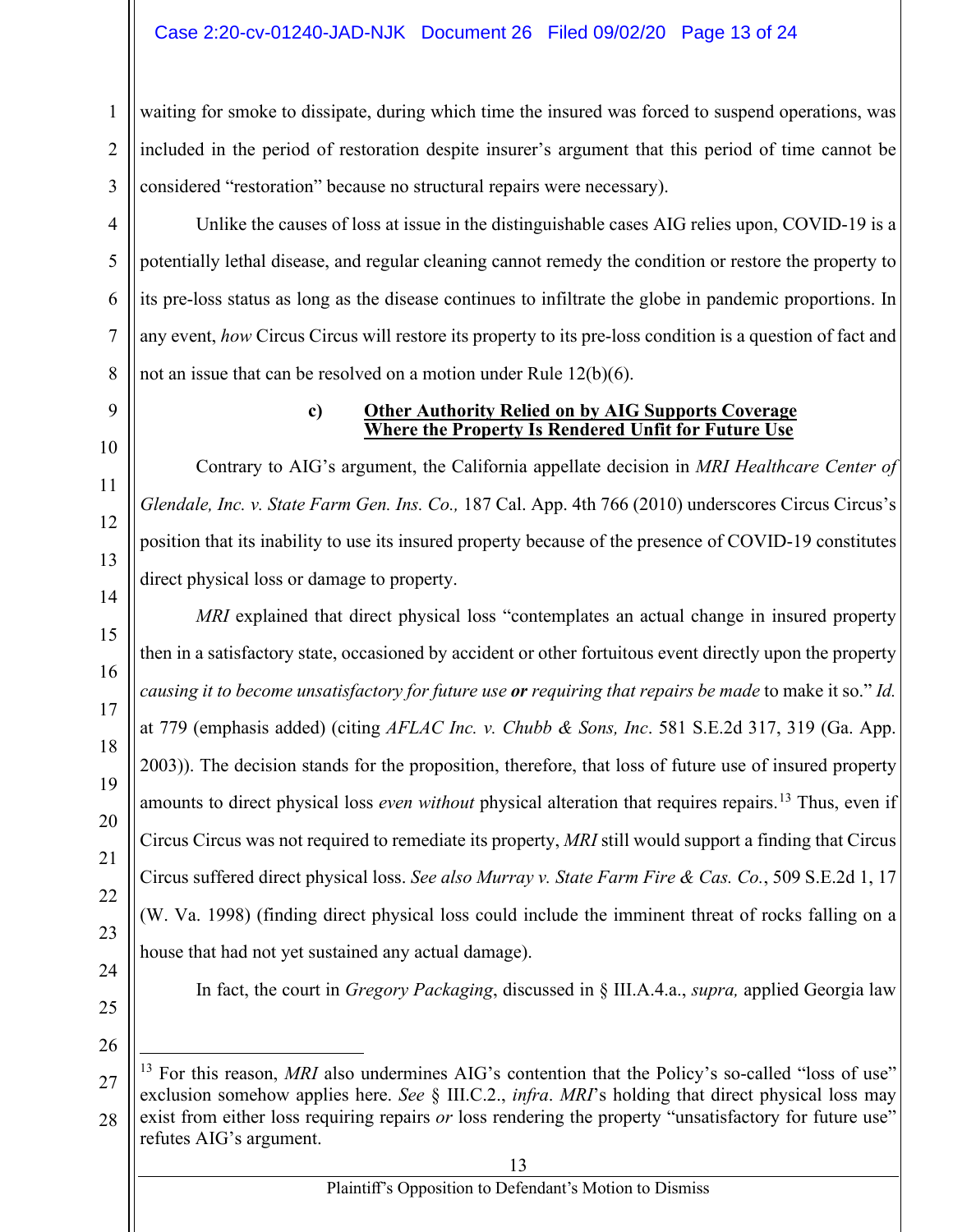waiting for smoke to dissipate, during which time the insured was forced to suspend operations, was included in the period of restoration despite insurer's argument that this period of time cannot be considered "restoration" because no structural repairs were necessary).

Unlike the causes of loss at issue in the distinguishable cases AIG relies upon, COVID-19 is a potentially lethal disease, and regular cleaning cannot remedy the condition or restore the property to its pre-loss status as long as the disease continues to infiltrate the globe in pandemic proportions. In any event, *how* Circus Circus will restore its property to its pre-loss condition is a question of fact and not an issue that can be resolved on a motion under Rule 12(b)(6).

**c) <u>Other Authority Relied on by AIG Supports Coverage Where the Property Is Rendered Unfit for Future Use</u>**

Contrary to AIG's argument, the California appellate decision in *MRI Healthcare Center of Glendale, Inc. v. State Farm Gen. Ins. Co.,* 187 Cal. App. 4th 766 (2010) underscores Circus Circus's position that its inability to use its insured property because of the presence of COVID-19 constitutes direct physical loss or damage to property.

*MRI* explained that direct physical loss "contemplates an actual change in insured property then in a satisfactory state, occasioned by accident or other fortuitous event directly upon the property *causing it to become unsatisfactory for future use **or** requiring that repairs be made* to make it so." *Id.* at 779 (emphasis added) (citing *AFLAC Inc. v. Chubb & Sons, Inc*. 581 S.E.2d 317, 319 (Ga. App. 2003)). The decision stands for the proposition, therefore, that loss of future use of insured property amounts to direct physical loss *even without* physical alteration that requires repairs.[13] Thus, even if Circus Circus was not required to remediate its property, *MRI* still would support a finding that Circus Circus suffered direct physical loss. *See also Murray v. State Farm Fire & Cas. Co.*, 509 S.E.2d 1, 17 (W. Va. 1998) (finding direct physical loss could include the imminent threat of rocks falling on a house that had not yet sustained any actual damage).

In fact, the court in *Gregory Packaging*, discussed in § III.A.4.a., *supra,* applied Georgia law

---

[13] For this reason, *MRI* also undermines AIG's contention that the Policy's so-called "loss of use" exclusion somehow applies here. *See* § III.C.2., *infra*. *MRI*'s holding that direct physical loss may exist from either loss requiring repairs *or* loss rendering the property "unsatisfactory for future use" refutes AIG's argument.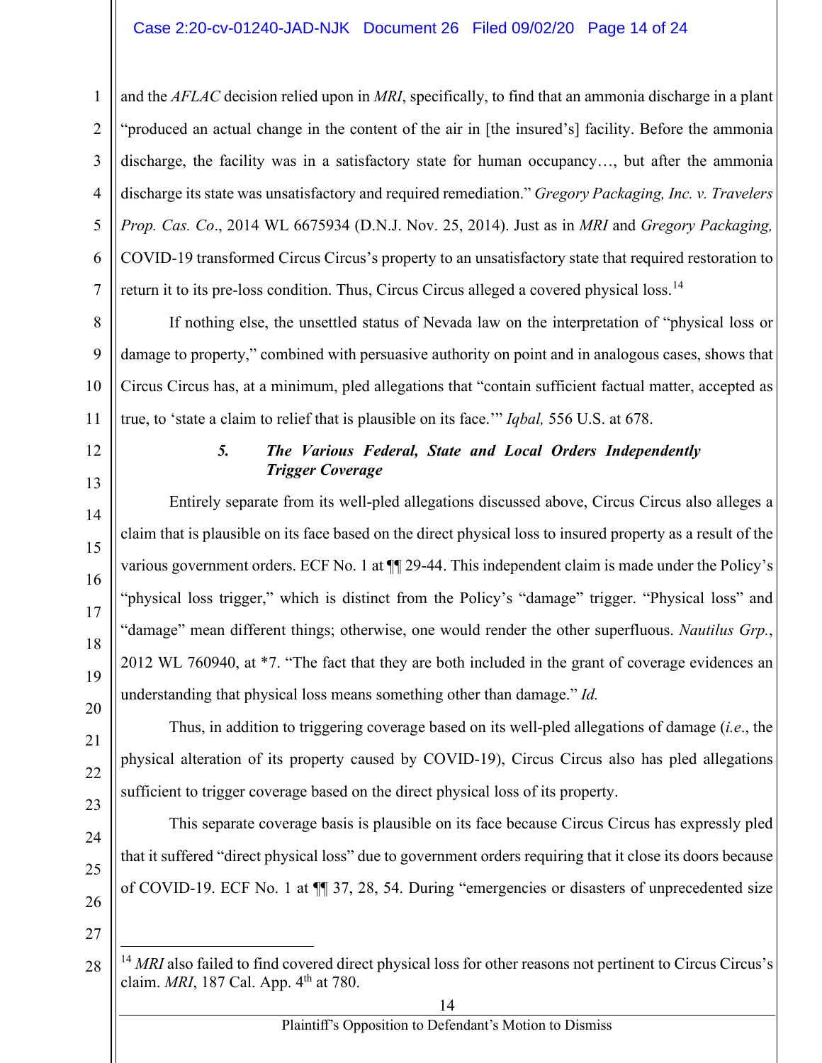and the *AFLAC* decision relied upon in *MRI*, specifically, to find that an ammonia discharge in a plant "produced an actual change in the content of the air in [the insured's] facility. Before the ammonia discharge, the facility was in a satisfactory state for human occupancy…, but after the ammonia discharge its state was unsatisfactory and required remediation." *Gregory Packaging, Inc. v. Travelers Prop. Cas. Co*., 2014 WL 6675934 (D.N.J. Nov. 25, 2014). Just as in *MRI* and *Gregory Packaging,* COVID-19 transformed Circus Circus's property to an unsatisfactory state that required restoration to return it to its pre-loss condition. Thus, Circus Circus alleged a covered physical loss.[14]

If nothing else, the unsettled status of Nevada law on the interpretation of "physical loss or damage to property," combined with persuasive authority on point and in analogous cases, shows that Circus Circus has, at a minimum, pled allegations that "contain sufficient factual matter, accepted as true, to 'state a claim to relief that is plausible on its face.'" *Iqbal,* 556 U.S. at 678.

#### *5. The Various Federal, State and Local Orders Independently Trigger Coverage*

Entirely separate from its well-pled allegations discussed above, Circus Circus also alleges a claim that is plausible on its face based on the direct physical loss to insured property as a result of the various government orders. ECF No. 1 at ¶¶ 29-44. This independent claim is made under the Policy's "physical loss trigger," which is distinct from the Policy's "damage" trigger. "Physical loss" and "damage" mean different things; otherwise, one would render the other superfluous. *Nautilus Grp.*, 2012 WL 760940, at *7. "The fact that they are both included in the grant of coverage evidences an understanding that physical loss means something other than damage." *Id.*

Thus, in addition to triggering coverage based on its well-pled allegations of damage (*i.e*., the physical alteration of its property caused by COVID-19), Circus Circus also has pled allegations sufficient to trigger coverage based on the direct physical loss of its property.

This separate coverage basis is plausible on its face because Circus Circus has expressly pled that it suffered "direct physical loss" due to government orders requiring that it close its doors because of COVID-19. ECF No. 1 at ¶¶ 37, 28, 54. During "emergencies or disasters of unprecedented size

---

[14] *MRI* also failed to find covered direct physical loss for other reasons not pertinent to Circus Circus's claim. *MRI*, 187 Cal. App. 4th at 780.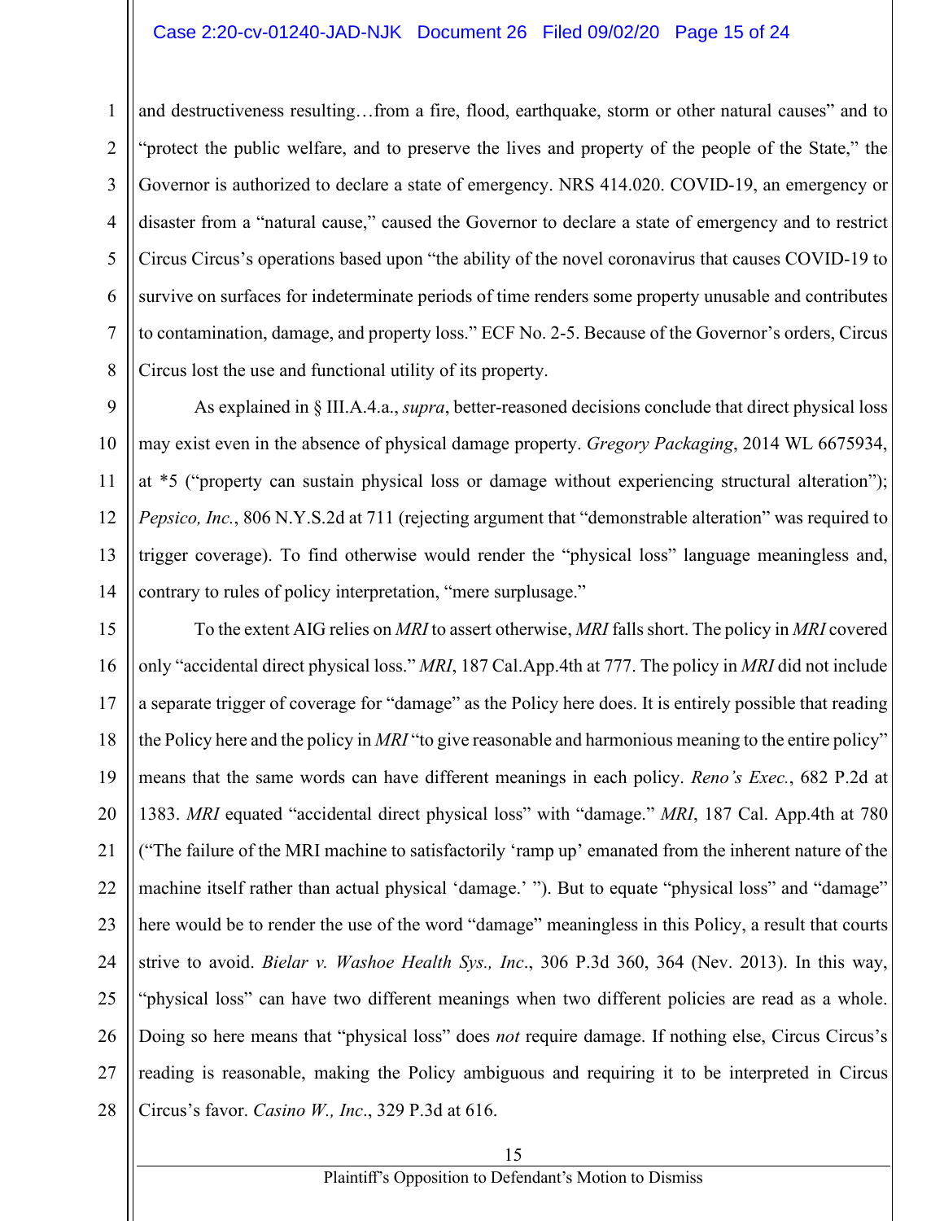and destructiveness resulting…from a fire, flood, earthquake, storm or other natural causes" and to "protect the public welfare, and to preserve the lives and property of the people of the State," the Governor is authorized to declare a state of emergency. NRS 414.020. COVID-19, an emergency or disaster from a "natural cause," caused the Governor to declare a state of emergency and to restrict Circus Circus's operations based upon "the ability of the novel coronavirus that causes COVID-19 to survive on surfaces for indeterminate periods of time renders some property unusable and contributes to contamination, damage, and property loss." ECF No. 2-5. Because of the Governor's orders, Circus Circus lost the use and functional utility of its property.

As explained in § III.A.4.a., *supra*, better-reasoned decisions conclude that direct physical loss may exist even in the absence of physical damage property. *Gregory Packaging*, 2014 WL 6675934, at *5 ("property can sustain physical loss or damage without experiencing structural alteration"); *Pepsico, Inc.*, 806 N.Y.S.2d at 711 (rejecting argument that "demonstrable alteration" was required to trigger coverage). To find otherwise would render the "physical loss" language meaningless and, contrary to rules of policy interpretation, "mere surplusage."

To the extent AIG relies on *MRI* to assert otherwise, *MRI* falls short. The policy in *MRI* covered only "accidental direct physical loss." *MRI*, 187 Cal.App.4th at 777. The policy in *MRI* did not include a separate trigger of coverage for "damage" as the Policy here does. It is entirely possible that reading the Policy here and the policy in *MRI* "to give reasonable and harmonious meaning to the entire policy" means that the same words can have different meanings in each policy. *Reno's Exec.*, 682 P.2d at 1383. *MRI* equated "accidental direct physical loss" with "damage." *MRI*, 187 Cal. App.4th at 780 ("The failure of the MRI machine to satisfactorily 'ramp up' emanated from the inherent nature of the machine itself rather than actual physical 'damage.' "). But to equate "physical loss" and "damage" here would be to render the use of the word "damage" meaningless in this Policy, a result that courts strive to avoid. *Bielar v. Washoe Health Sys., Inc.*, 306 P.3d 360, 364 (Nev. 2013). In this way, "physical loss" can have two different meanings when two different policies are read as a whole. Doing so here means that "physical loss" does *not* require damage. If nothing else, Circus Circus's reading is reasonable, making the Policy ambiguous and requiring it to be interpreted in Circus Circus's favor. *Casino W., Inc.*, 329 P.3d at 616.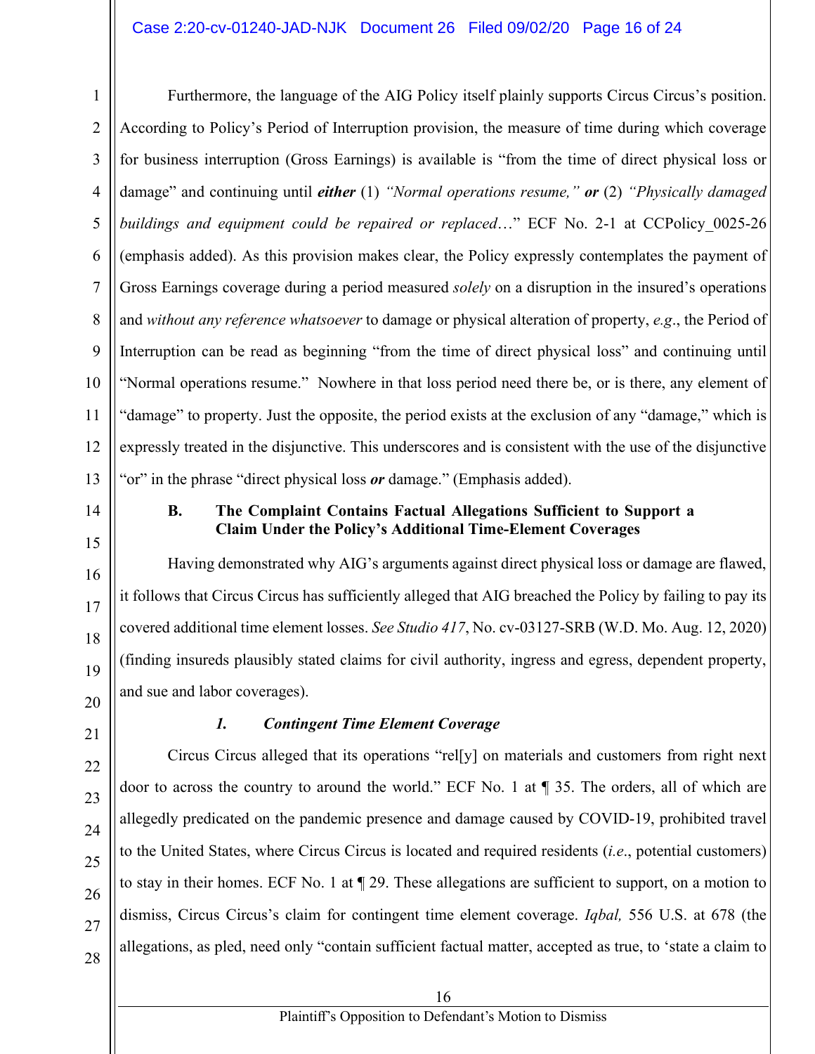Furthermore, the language of the AIG Policy itself plainly supports Circus Circus's position. According to Policy's Period of Interruption provision, the measure of time during which coverage for business interruption (Gross Earnings) is available is "from the time of direct physical loss or damage" and continuing until ***either*** (1) *"Normal operations resume,"* ***or*** (2) *"Physically damaged buildings and equipment could be repaired or replaced*…" ECF No. 2-1 at CCPolicy_0025-26 (emphasis added). As this provision makes clear, the Policy expressly contemplates the payment of Gross Earnings coverage during a period measured *solely* on a disruption in the insured's operations and *without any reference whatsoever* to damage or physical alteration of property, *e.g*., the Period of Interruption can be read as beginning "from the time of direct physical loss" and continuing until "Normal operations resume." Nowhere in that loss period need there be, or is there, any element of "damage" to property. Just the opposite, the period exists at the exclusion of any "damage," which is expressly treated in the disjunctive. This underscores and is consistent with the use of the disjunctive "or" in the phrase "direct physical loss ***or*** damage." (Emphasis added).

### B. The Complaint Contains Factual Allegations Sufficient to Support a Claim Under the Policy's Additional Time-Element Coverages

Having demonstrated why AIG's arguments against direct physical loss or damage are flawed, it follows that Circus Circus has sufficiently alleged that AIG breached the Policy by failing to pay its covered additional time element losses. *See Studio 417*, No. cv-03127-SRB (W.D. Mo. Aug. 12, 2020) (finding insureds plausibly stated claims for civil authority, ingress and egress, dependent property, and sue and labor coverages).

#### *1. Contingent Time Element Coverage*

Circus Circus alleged that its operations "rel[y] on materials and customers from right next door to across the country to around the world." ECF No. 1 at ¶ 35. The orders, all of which are allegedly predicated on the pandemic presence and damage caused by COVID-19, prohibited travel to the United States, where Circus Circus is located and required residents (*i.e*., potential customers) to stay in their homes. ECF No. 1 at ¶ 29. These allegations are sufficient to support, on a motion to dismiss, Circus Circus's claim for contingent time element coverage. *Iqbal,* 556 U.S. at 678 (the allegations, as pled, need only "contain sufficient factual matter, accepted as true, to 'state a claim to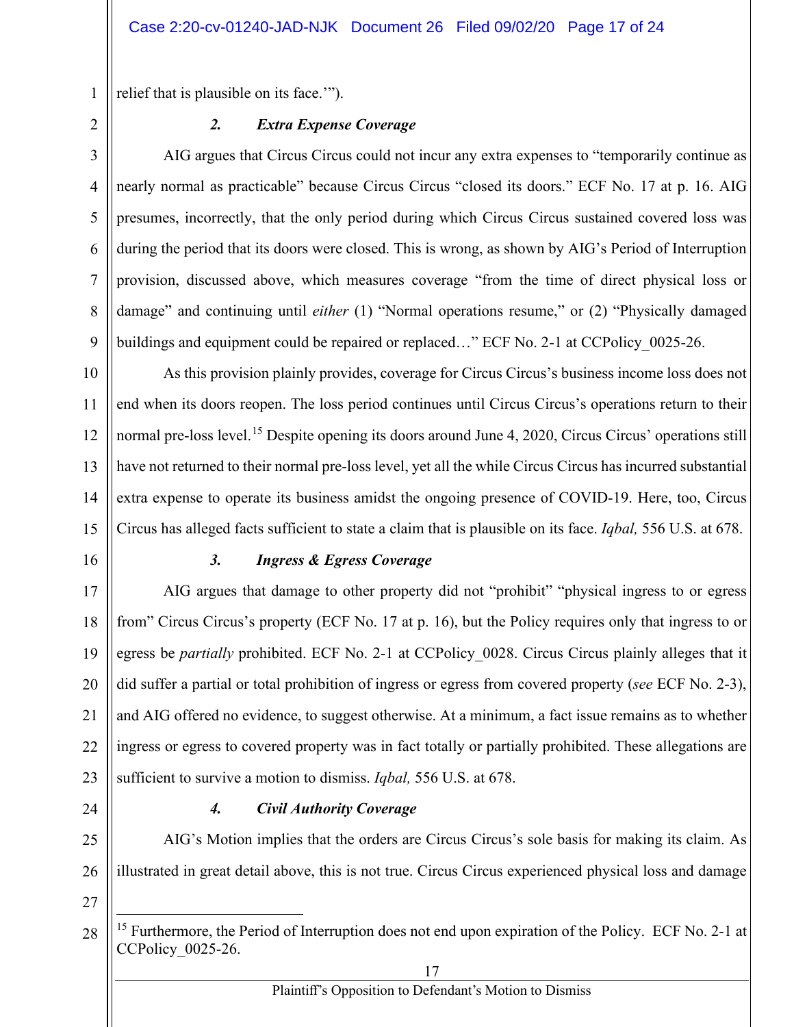relief that is plausible on its face.'").

### *2. Extra Expense Coverage*

AIG argues that Circus Circus could not incur any extra expenses to "temporarily continue as nearly normal as practicable" because Circus Circus "closed its doors." ECF No. 17 at p. 16. AIG presumes, incorrectly, that the only period during which Circus Circus sustained covered loss was during the period that its doors were closed. This is wrong, as shown by AIG's Period of Interruption provision, discussed above, which measures coverage "from the time of direct physical loss or damage" and continuing until *either* (1) "Normal operations resume," or (2) "Physically damaged buildings and equipment could be repaired or replaced…" ECF No. 2-1 at CCPolicy_0025-26.

As this provision plainly provides, coverage for Circus Circus's business income loss does not end when its doors reopen. The loss period continues until Circus Circus's operations return to their normal pre-loss level.[15] Despite opening its doors around June 4, 2020, Circus Circus' operations still have not returned to their normal pre-loss level, yet all the while Circus Circus has incurred substantial extra expense to operate its business amidst the ongoing presence of COVID-19. Here, too, Circus Circus has alleged facts sufficient to state a claim that is plausible on its face. *Iqbal,* 556 U.S. at 678.

### *3. Ingress & Egress Coverage*

AIG argues that damage to other property did not "prohibit" "physical ingress to or egress from" Circus Circus's property (ECF No. 17 at p. 16), but the Policy requires only that ingress to or egress be *partially* prohibited. ECF No. 2-1 at CCPolicy_0028. Circus Circus plainly alleges that it did suffer a partial or total prohibition of ingress or egress from covered property (*see* ECF No. 2-3), and AIG offered no evidence, to suggest otherwise. At a minimum, a fact issue remains as to whether ingress or egress to covered property was in fact totally or partially prohibited. These allegations are sufficient to survive a motion to dismiss. *Iqbal,* 556 U.S. at 678.

### *4. Civil Authority Coverage*

AIG's Motion implies that the orders are Circus Circus's sole basis for making its claim. As illustrated in great detail above, this is not true. Circus Circus experienced physical loss and damage

---

[15] Furthermore, the Period of Interruption does not end upon expiration of the Policy. ECF No. 2-1 at CCPolicy_0025-26.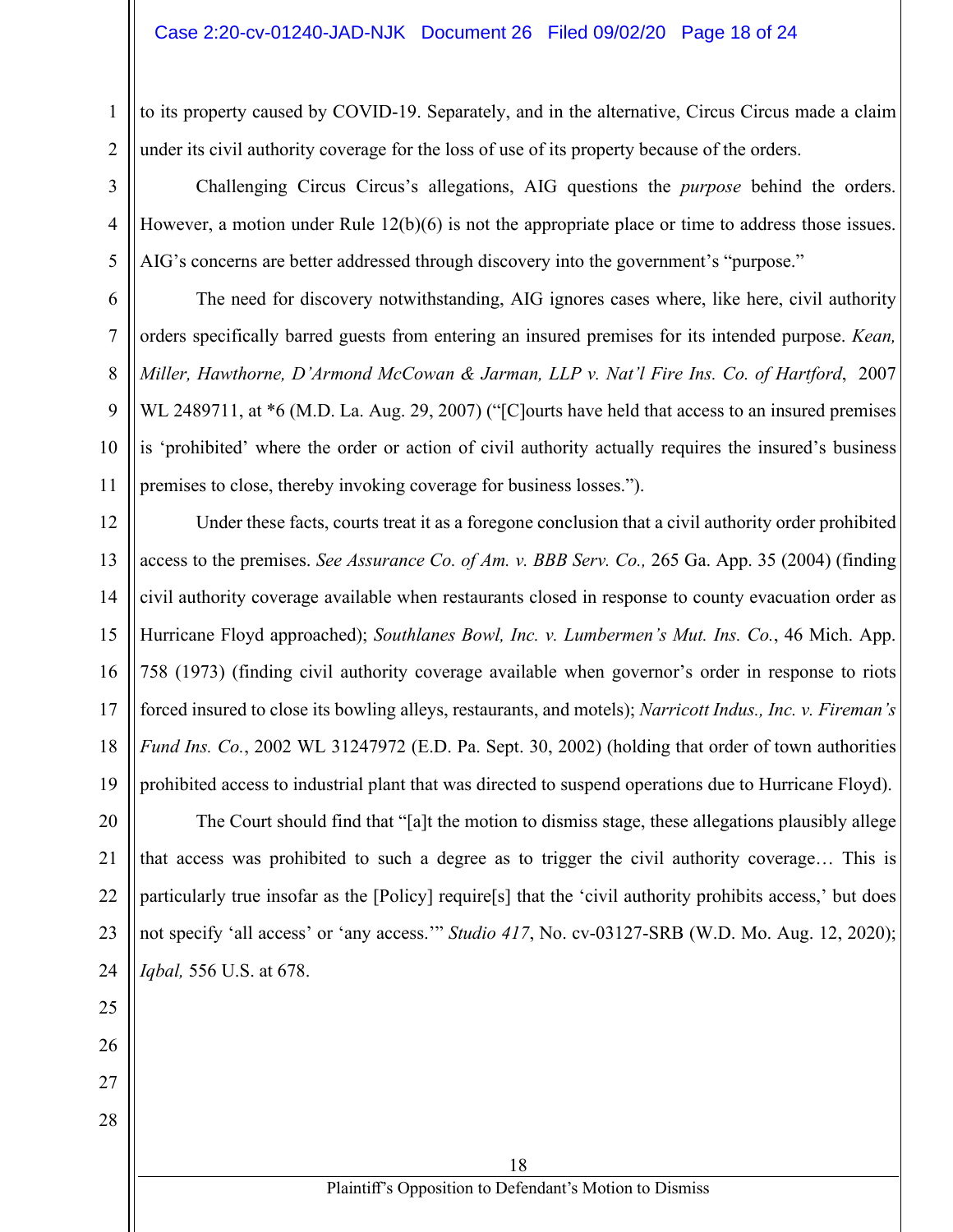to its property caused by COVID-19. Separately, and in the alternative, Circus Circus made a claim under its civil authority coverage for the loss of use of its property because of the orders.

Challenging Circus Circus's allegations, AIG questions the *purpose* behind the orders. However, a motion under Rule 12(b)(6) is not the appropriate place or time to address those issues. AIG's concerns are better addressed through discovery into the government's "purpose."

The need for discovery notwithstanding, AIG ignores cases where, like here, civil authority orders specifically barred guests from entering an insured premises for its intended purpose. *Kean, Miller, Hawthorne, D'Armond McCowan & Jarman, LLP v. Nat'l Fire Ins. Co. of Hartford*, 2007 WL 2489711, at *6 (M.D. La. Aug. 29, 2007) ("[C]ourts have held that access to an insured premises is 'prohibited' where the order or action of civil authority actually requires the insured's business premises to close, thereby invoking coverage for business losses.").

Under these facts, courts treat it as a foregone conclusion that a civil authority order prohibited access to the premises. *See Assurance Co. of Am. v. BBB Serv. Co.,* 265 Ga. App. 35 (2004) (finding civil authority coverage available when restaurants closed in response to county evacuation order as Hurricane Floyd approached); *Southlanes Bowl, Inc. v. Lumbermen's Mut. Ins. Co.*, 46 Mich. App. 758 (1973) (finding civil authority coverage available when governor's order in response to riots forced insured to close its bowling alleys, restaurants, and motels); *Narricott Indus., Inc. v. Fireman's Fund Ins. Co.*, 2002 WL 31247972 (E.D. Pa. Sept. 30, 2002) (holding that order of town authorities prohibited access to industrial plant that was directed to suspend operations due to Hurricane Floyd).

The Court should find that "[a]t the motion to dismiss stage, these allegations plausibly allege that access was prohibited to such a degree as to trigger the civil authority coverage… This is particularly true insofar as the [Policy] require[s] that the 'civil authority prohibits access,' but does not specify 'all access' or 'any access.'" *Studio 417*, No. cv-03127-SRB (W.D. Mo. Aug. 12, 2020); *Iqbal,* 556 U.S. at 678.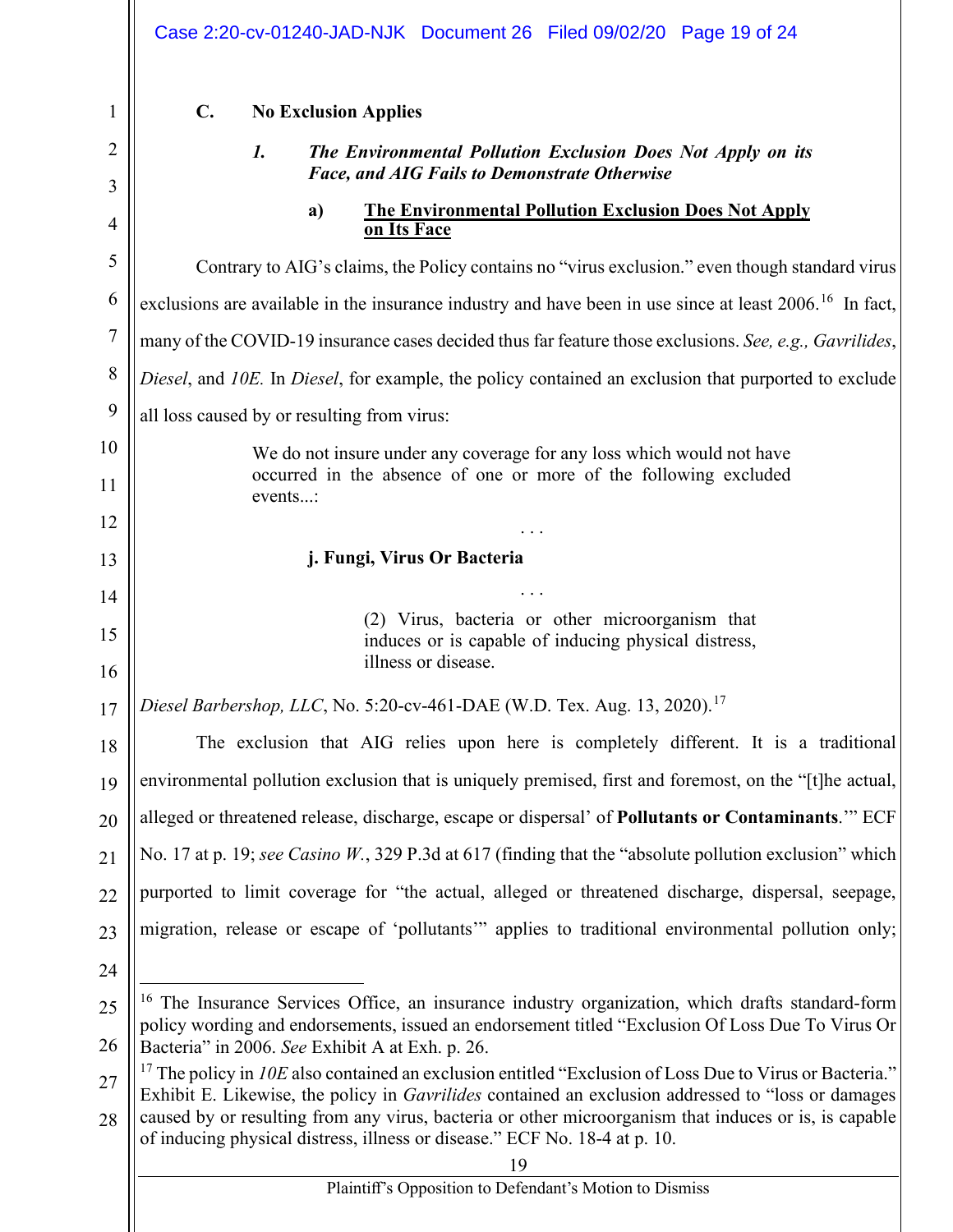### C. No Exclusion Applies

#### *1. The Environmental Pollution Exclusion Does Not Apply on its Face, and AIG Fails to Demonstrate Otherwise*

##### a) **The Environmental Pollution Exclusion Does Not Apply on Its Face**

Contrary to AIG's claims, the Policy contains no "virus exclusion." even though standard virus exclusions are available in the insurance industry and have been in use since at least 2006.[16] In fact, many of the COVID-19 insurance cases decided thus far feature those exclusions. *See, e.g., Gavrilides*, *Diesel*, and *10E.* In *Diesel*, for example, the policy contained an exclusion that purported to exclude all loss caused by or resulting from virus:

> We do not insure under any coverage for any loss which would not have occurred in the absence of one or more of the following excluded events...:
>
> . . .
>
> **j. Fungi, Virus Or Bacteria**
>
> . . .
>
> (2) Virus, bacteria or other microorganism that induces or is capable of inducing physical distress, illness or disease.

*Diesel Barbershop, LLC*, No. 5:20-cv-461-DAE (W.D. Tex. Aug. 13, 2020).[17]

The exclusion that AIG relies upon here is completely different. It is a traditional environmental pollution exclusion that is uniquely premised, first and foremost, on the "[t]he actual, alleged or threatened release, discharge, escape or dispersal' of **Pollutants or Contaminants**.'" ECF No. 17 at p. 19; *see Casino W.*, 329 P.3d at 617 (finding that the "absolute pollution exclusion" which purported to limit coverage for "the actual, alleged or threatened discharge, dispersal, seepage, migration, release or escape of 'pollutants'" applies to traditional environmental pollution only;

---

[16] The Insurance Services Office, an insurance industry organization, which drafts standard-form policy wording and endorsements, issued an endorsement titled "Exclusion Of Loss Due To Virus Or Bacteria" in 2006. *See* Exhibit A at Exh. p. 26.

[17] The policy in *10E* also contained an exclusion entitled "Exclusion of Loss Due to Virus or Bacteria." Exhibit E. Likewise, the policy in *Gavrilides* contained an exclusion addressed to "loss or damages caused by or resulting from any virus, bacteria or other microorganism that induces or is, is capable of inducing physical distress, illness or disease." ECF No. 18-4 at p. 10.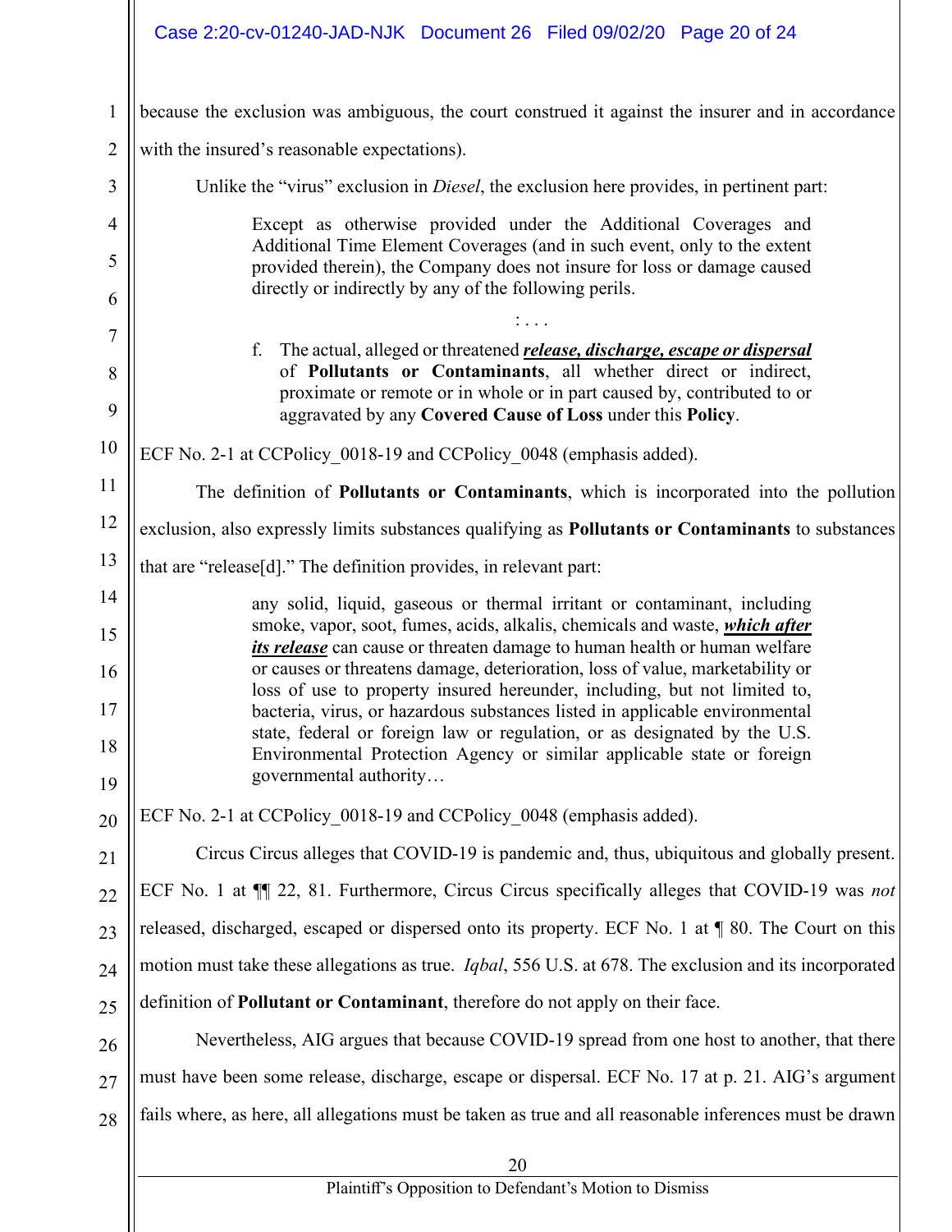because the exclusion was ambiguous, the court construed it against the insurer and in accordance with the insured's reasonable expectations).

Unlike the "virus" exclusion in *Diesel*, the exclusion here provides, in pertinent part:

> Except as otherwise provided under the Additional Coverages and Additional Time Element Coverages (and in such event, only to the extent provided therein), the Company does not insure for loss or damage caused directly or indirectly by any of the following perils.
>
> : . . .
>
> f. The actual, alleged or threatened ***release, discharge, escape or dispersal*** of **Pollutants or Contaminants**, all whether direct or indirect, proximate or remote or in whole or in part caused by, contributed to or aggravated by any **Covered Cause of Loss** under this **Policy**.

ECF No. 2-1 at CCPolicy_0018-19 and CCPolicy_0048 (emphasis added).

The definition of **Pollutants or Contaminants**, which is incorporated into the pollution exclusion, also expressly limits substances qualifying as **Pollutants or Contaminants** to substances that are "release[d]." The definition provides, in relevant part:

> any solid, liquid, gaseous or thermal irritant or contaminant, including smoke, vapor, soot, fumes, acids, alkalis, chemicals and waste, ***which after its release*** can cause or threaten damage to human health or human welfare or causes or threatens damage, deterioration, loss of value, marketability or loss of use to property insured hereunder, including, but not limited to, bacteria, virus, or hazardous substances listed in applicable environmental state, federal or foreign law or regulation, or as designated by the U.S. Environmental Protection Agency or similar applicable state or foreign governmental authority…

ECF No. 2-1 at CCPolicy_0018-19 and CCPolicy_0048 (emphasis added).

Circus Circus alleges that COVID-19 is pandemic and, thus, ubiquitous and globally present. ECF No. 1 at ¶¶ 22, 81. Furthermore, Circus Circus specifically alleges that COVID-19 was *not* released, discharged, escaped or dispersed onto its property. ECF No. 1 at ¶ 80. The Court on this motion must take these allegations as true. *Iqbal*, 556 U.S. at 678. The exclusion and its incorporated definition of **Pollutant or Contaminant**, therefore do not apply on their face.

Nevertheless, AIG argues that because COVID-19 spread from one host to another, that there must have been some release, discharge, escape or dispersal. ECF No. 17 at p. 21. AIG's argument fails where, as here, all allegations must be taken as true and all reasonable inferences must be drawn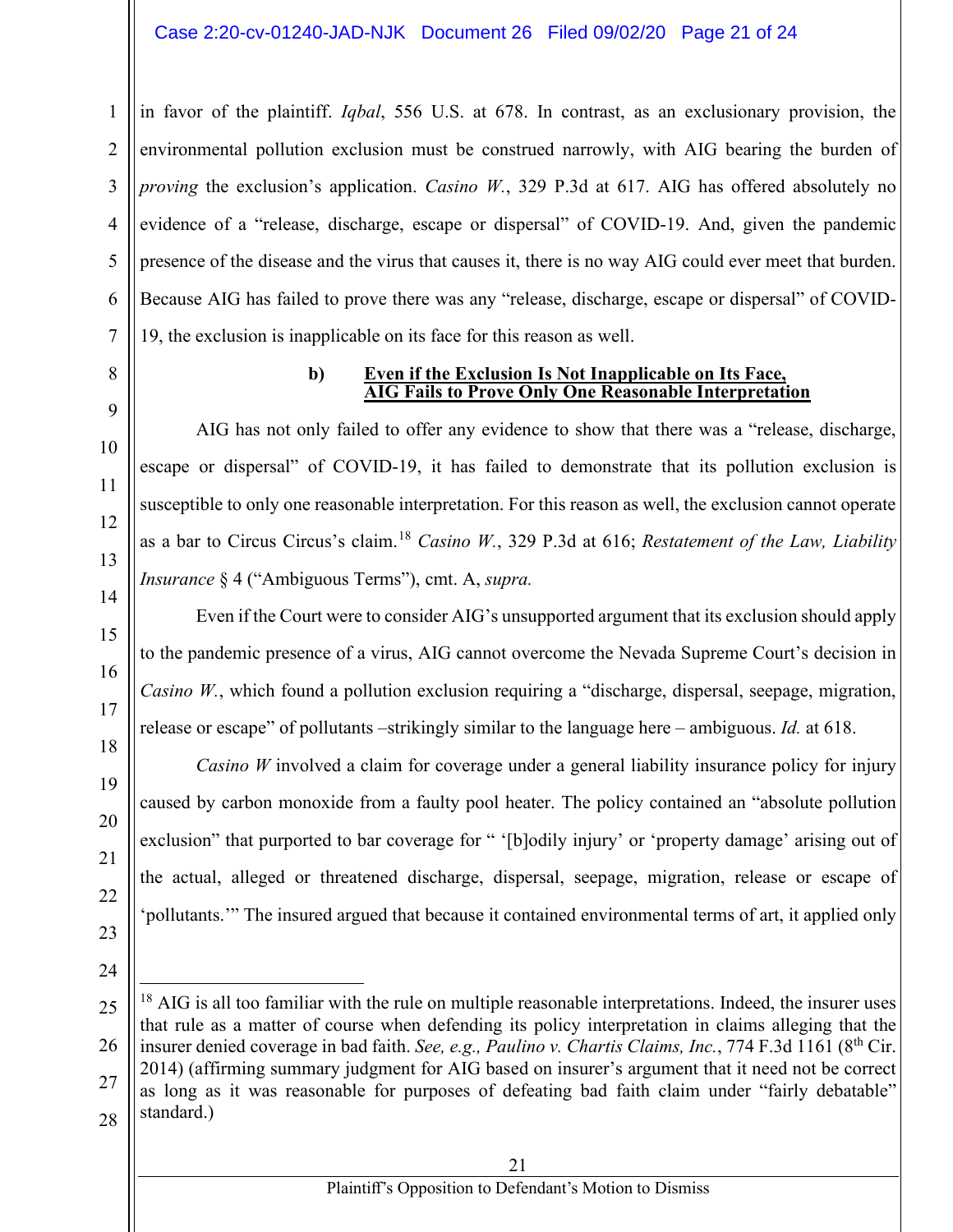in favor of the plaintiff. *Iqbal*, 556 U.S. at 678. In contrast, as an exclusionary provision, the environmental pollution exclusion must be construed narrowly, with AIG bearing the burden of *proving* the exclusion's application. *Casino W.*, 329 P.3d at 617. AIG has offered absolutely no evidence of a "release, discharge, escape or dispersal" of COVID-19. And, given the pandemic presence of the disease and the virus that causes it, there is no way AIG could ever meet that burden. Because AIG has failed to prove there was any "release, discharge, escape or dispersal" of COVID-19, the exclusion is inapplicable on its face for this reason as well.

**b) Even if the Exclusion Is Not Inapplicable on Its Face, AIG Fails to Prove Only One Reasonable Interpretation**

AIG has not only failed to offer any evidence to show that there was a "release, discharge, escape or dispersal" of COVID-19, it has failed to demonstrate that its pollution exclusion is susceptible to only one reasonable interpretation. For this reason as well, the exclusion cannot operate as a bar to Circus Circus's claim.[18] *Casino W.*, 329 P.3d at 616; *Restatement of the Law, Liability Insurance* § 4 ("Ambiguous Terms"), cmt. A, *supra.*

Even if the Court were to consider AIG's unsupported argument that its exclusion should apply to the pandemic presence of a virus, AIG cannot overcome the Nevada Supreme Court's decision in *Casino W.*, which found a pollution exclusion requiring a "discharge, dispersal, seepage, migration, release or escape" of pollutants –strikingly similar to the language here – ambiguous. *Id.* at 618.

*Casino W* involved a claim for coverage under a general liability insurance policy for injury caused by carbon monoxide from a faulty pool heater. The policy contained an "absolute pollution exclusion" that purported to bar coverage for " '[b]odily injury' or 'property damage' arising out of the actual, alleged or threatened discharge, dispersal, seepage, migration, release or escape of 'pollutants.'" The insured argued that because it contained environmental terms of art, it applied only

---

[18] AIG is all too familiar with the rule on multiple reasonable interpretations. Indeed, the insurer uses that rule as a matter of course when defending its policy interpretation in claims alleging that the insurer denied coverage in bad faith. *See, e.g., Paulino v. Chartis Claims, Inc.*, 774 F.3d 1161 (8th Cir. 2014) (affirming summary judgment for AIG based on insurer's argument that it need not be correct as long as it was reasonable for purposes of defeating bad faith claim under "fairly debatable" standard.)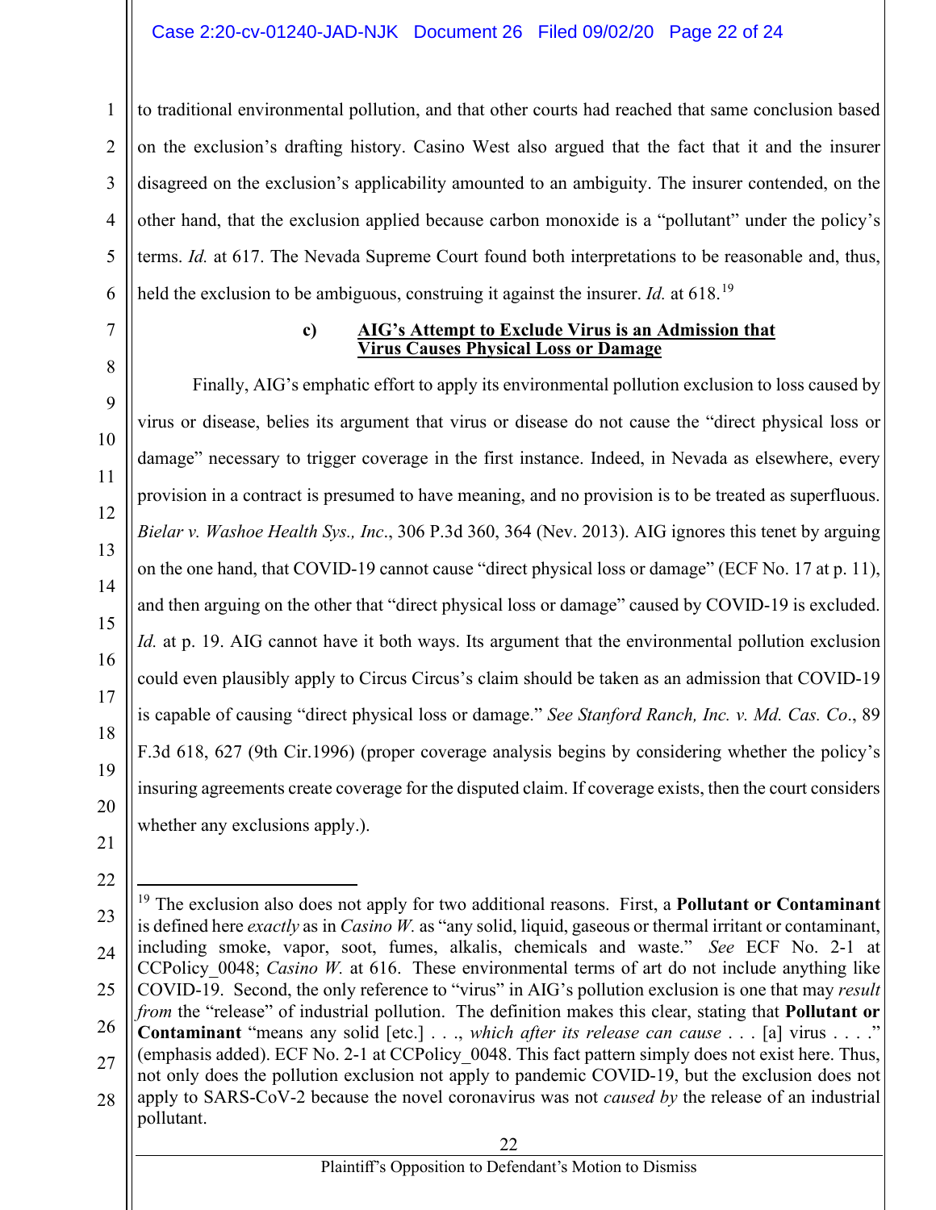to traditional environmental pollution, and that other courts had reached that same conclusion based on the exclusion's drafting history. Casino West also argued that the fact that it and the insurer disagreed on the exclusion's applicability amounted to an ambiguity. The insurer contended, on the other hand, that the exclusion applied because carbon monoxide is a "pollutant" under the policy's terms. *Id.* at 617. The Nevada Supreme Court found both interpretations to be reasonable and, thus, held the exclusion to be ambiguous, construing it against the insurer. *Id.* at 618.[19]

#### c) **AIG's Attempt to Exclude Virus is an Admission that Virus Causes Physical Loss or Damage**

Finally, AIG's emphatic effort to apply its environmental pollution exclusion to loss caused by virus or disease, belies its argument that virus or disease do not cause the "direct physical loss or damage" necessary to trigger coverage in the first instance. Indeed, in Nevada as elsewhere, every provision in a contract is presumed to have meaning, and no provision is to be treated as superfluous. *Bielar v. Washoe Health Sys., Inc*., 306 P.3d 360, 364 (Nev. 2013). AIG ignores this tenet by arguing on the one hand, that COVID-19 cannot cause "direct physical loss or damage" (ECF No. 17 at p. 11), and then arguing on the other that "direct physical loss or damage" caused by COVID-19 is excluded. *Id.* at p. 19. AIG cannot have it both ways. Its argument that the environmental pollution exclusion could even plausibly apply to Circus Circus's claim should be taken as an admission that COVID-19 is capable of causing "direct physical loss or damage." *See Stanford Ranch, Inc. v. Md. Cas. Co*., 89 F.3d 618, 627 (9th Cir.1996) (proper coverage analysis begins by considering whether the policy's insuring agreements create coverage for the disputed claim. If coverage exists, then the court considers whether any exclusions apply.).

---

[19] The exclusion also does not apply for two additional reasons. First, a **Pollutant or Contaminant** is defined here *exactly* as in *Casino W.* as "any solid, liquid, gaseous or thermal irritant or contaminant, including smoke, vapor, soot, fumes, alkalis, chemicals and waste." *See* ECF No. 2-1 at CCPolicy_0048; *Casino W.* at 616. These environmental terms of art do not include anything like COVID-19. Second, the only reference to "virus" in AIG's pollution exclusion is one that may *result from* the "release" of industrial pollution. The definition makes this clear, stating that **Pollutant or Contaminant** "means any solid [etc.] . . ., *which after its release can cause* . . . [a] virus . . . ." (emphasis added). ECF No. 2-1 at CCPolicy_0048. This fact pattern simply does not exist here. Thus, not only does the pollution exclusion not apply to pandemic COVID-19, but the exclusion does not apply to SARS-CoV-2 because the novel coronavirus was not *caused by* the release of an industrial pollutant.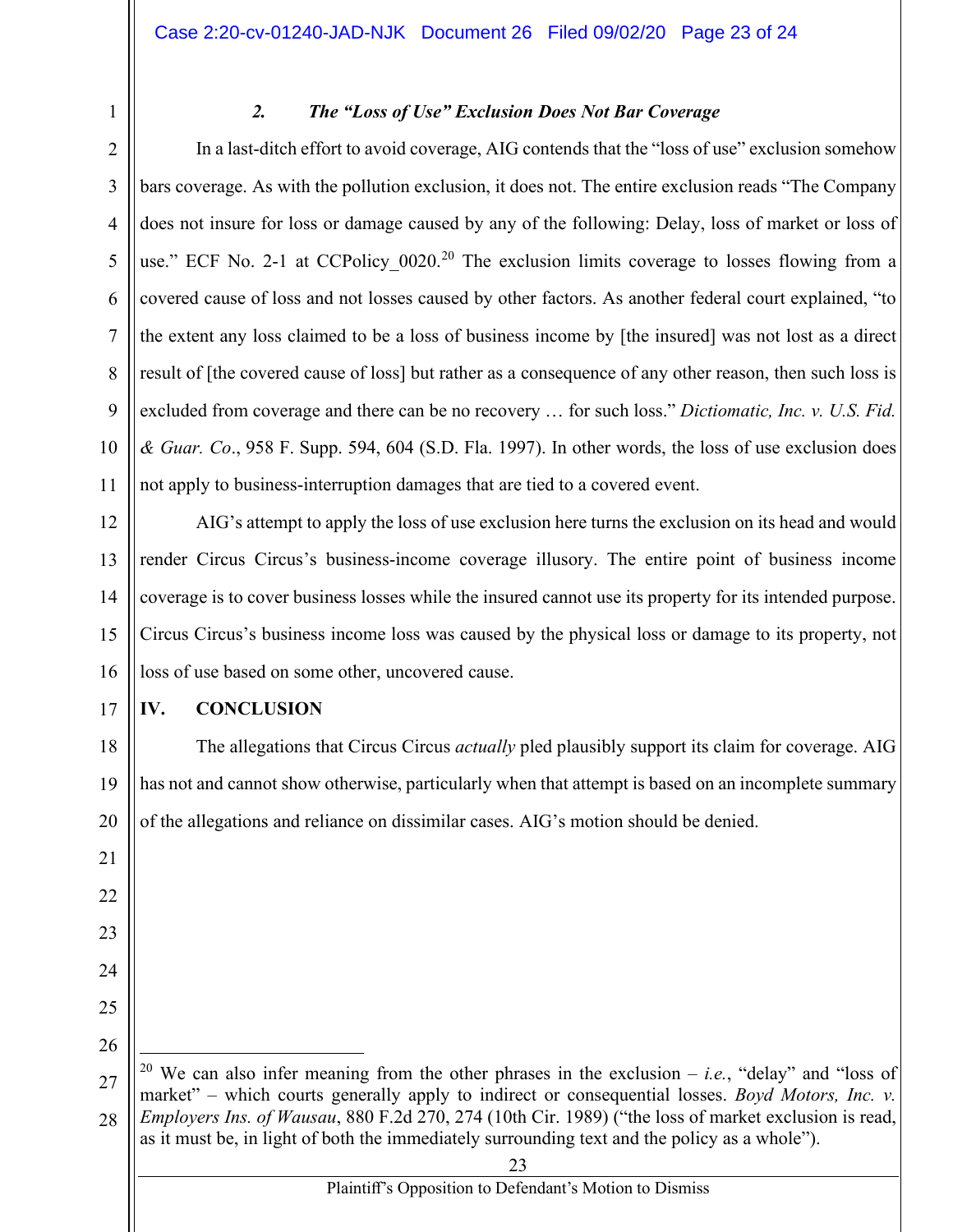### 2. *The "Loss of Use" Exclusion Does Not Bar Coverage*

In a last-ditch effort to avoid coverage, AIG contends that the "loss of use" exclusion somehow bars coverage. As with the pollution exclusion, it does not. The entire exclusion reads "The Company does not insure for loss or damage caused by any of the following: Delay, loss of market or loss of use." ECF No. 2-1 at CCPolicy_0020.[20] The exclusion limits coverage to losses flowing from a covered cause of loss and not losses caused by other factors. As another federal court explained, "to the extent any loss claimed to be a loss of business income by [the insured] was not lost as a direct result of [the covered cause of loss] but rather as a consequence of any other reason, then such loss is excluded from coverage and there can be no recovery … for such loss." *Dictiomatic, Inc. v. U.S. Fid. & Guar. Co*., 958 F. Supp. 594, 604 (S.D. Fla. 1997). In other words, the loss of use exclusion does not apply to business-interruption damages that are tied to a covered event.

AIG's attempt to apply the loss of use exclusion here turns the exclusion on its head and would render Circus Circus's business-income coverage illusory. The entire point of business income coverage is to cover business losses while the insured cannot use its property for its intended purpose. Circus Circus's business income loss was caused by the physical loss or damage to its property, not loss of use based on some other, uncovered cause.

## IV. CONCLUSION

The allegations that Circus Circus *actually* pled plausibly support its claim for coverage. AIG has not and cannot show otherwise, particularly when that attempt is based on an incomplete summary of the allegations and reliance on dissimilar cases. AIG's motion should be denied.

---

[20] We can also infer meaning from the other phrases in the exclusion – *i.e.*, "delay" and "loss of market" – which courts generally apply to indirect or consequential losses. *Boyd Motors, Inc. v. Employers Ins. of Wausau*, 880 F.2d 270, 274 (10th Cir. 1989) ("the loss of market exclusion is read, as it must be, in light of both the immediately surrounding text and the policy as a whole").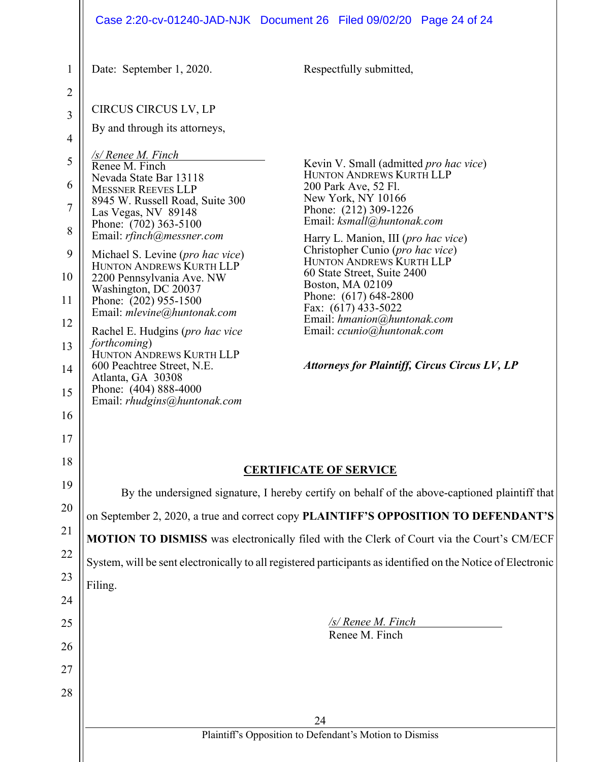Date: September 1, 2020.

Respectfully submitted,

CIRCUS CIRCUS LV, LP

By and through its attorneys,

*/s/ Renee M. Finch*
Renee M. Finch
Nevada State Bar 13118
MESSNER REEVES LLP
8945 W. Russell Road, Suite 300
Las Vegas, NV 89148
Phone: (702) 363-5100
Email: *rfinch@messner.com*

Michael S. Levine (*pro hac vice*)
HUNTON ANDREWS KURTH LLP
2200 Pennsylvania Ave. NW
Washington, DC 20037
Phone: (202) 955-1500
Email: *mlevine@huntonak.com*

Rachel E. Hudgins (*pro hac vice forthcoming*)
HUNTON ANDREWS KURTH LLP
600 Peachtree Street, N.E.
Atlanta, GA 30308
Phone: (404) 888-4000
Email: *rhudgins@huntonak.com*

Kevin V. Small (admitted *pro hac vice*)
HUNTON ANDREWS KURTH LLP
200 Park Ave, 52 Fl.
New York, NY 10166
Phone: (212) 309-1226
Email: *ksmall@huntonak.com*

Harry L. Manion, III (*pro hac vice*)
Christopher Cunio (*pro hac vice*)
HUNTON ANDREWS KURTH LLP
60 State Street, Suite 2400
Boston, MA 02109
Phone: (617) 648-2800
Fax: (617) 433-5022
Email: *hmanion@huntonak.com*
Email: *ccunio@huntonak.com*

***Attorneys for Plaintiff, Circus Circus LV, LP***

## CERTIFICATE OF SERVICE

By the undersigned signature, I hereby certify on behalf of the above-captioned plaintiff that on September 2, 2020, a true and correct copy **PLAINTIFF'S OPPOSITION TO DEFENDANT'S MOTION TO DISMISS** was electronically filed with the Clerk of Court via the Court's CM/ECF System, will be sent electronically to all registered participants as identified on the Notice of Electronic Filing.

*/s/ Renee M. Finch*
Renee M. Finch